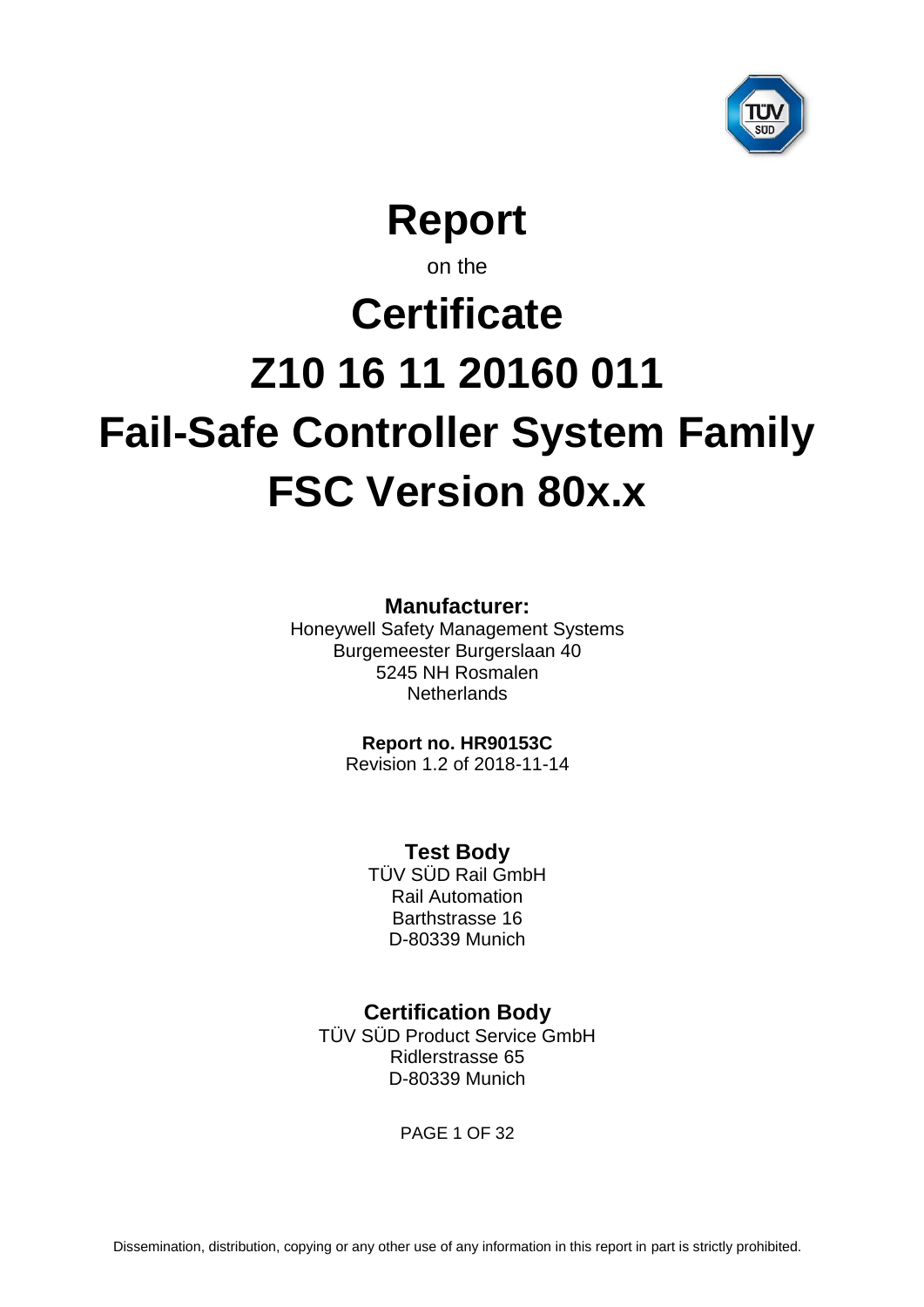# Report

on the

# Certificate

# Z10 16 11 20160 011

# Fail-Safe Controller System Family

# FSC Version 80x.x

**Manufacturer:**

Honeywell Safety Management Systems
Burgemeester Burgerslaan 40
5245 NH Rosmalen
Netherlands

**Report no. HR90153C**

Revision 1.2 of 2018-11-14

## Test Body

TÜV SÜD Rail GmbH
Rail Automation
Barthstrasse 16
D-80339 Munich

## Certification Body

TÜV SÜD Product Service GmbH
Ridlerstrasse 65
D-80339 Munich

Dissemination, distribution, copying or any other use of any information in this report in part is strictly prohibited.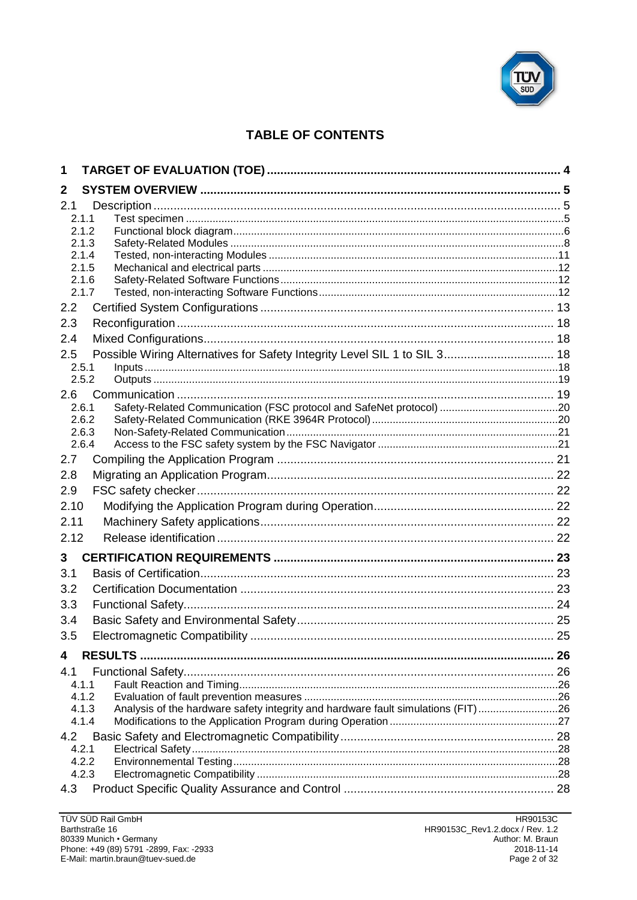# TABLE OF CONTENTS

**1 TARGET OF EVALUATION (TOE)** .......... 4

**2 SYSTEM OVERVIEW** .......... 5

2.1 Description .......... 5
- 2.1.1 Test specimen .......... 5
- 2.1.2 Functional block diagram .......... 6
- 2.1.3 Safety-Related Modules .......... 8
- 2.1.4 Tested, non-interacting Modules .......... 11
- 2.1.5 Mechanical and electrical parts .......... 12
- 2.1.6 Safety-Related Software Functions .......... 12
- 2.1.7 Tested, non-interacting Software Functions .......... 12

2.2 Certified System Configurations .......... 13

2.3 Reconfiguration .......... 18

2.4 Mixed Configurations .......... 18

2.5 Possible Wiring Alternatives for Safety Integrity Level SIL 1 to SIL 3 .......... 18
- 2.5.1 Inputs .......... 18
- 2.5.2 Outputs .......... 19

2.6 Communication .......... 19
- 2.6.1 Safety-Related Communication (FSC protocol and SafeNet protocol) .......... 20
- 2.6.2 Safety-Related Communication (RKE 3964R Protocol) .......... 20
- 2.6.3 Non-Safety-Related Communication .......... 21
- 2.6.4 Access to the FSC safety system by the FSC Navigator .......... 21

2.7 Compiling the Application Program .......... 21

2.8 Migrating an Application Program .......... 22

2.9 FSC safety checker .......... 22

2.10 Modifying the Application Program during Operation .......... 22

2.11 Machinery Safety applications .......... 22

2.12 Release identification .......... 22

**3 CERTIFICATION REQUIREMENTS** .......... 23

3.1 Basis of Certification .......... 23

3.2 Certification Documentation .......... 23

3.3 Functional Safety .......... 24

3.4 Basic Safety and Environmental Safety .......... 25

3.5 Electromagnetic Compatibility .......... 25

**4 RESULTS** .......... 26

4.1 Functional Safety .......... 26
- 4.1.1 Fault Reaction and Timing .......... 26
- 4.1.2 Evaluation of fault prevention measures .......... 26
- 4.1.3 Analysis of the hardware safety integrity and hardware fault simulations (FIT) .......... 26
- 4.1.4 Modifications to the Application Program during Operation .......... 27

4.2 Basic Safety and Electromagnetic Compatibility .......... 28
- 4.2.1 Electrical Safety .......... 28
- 4.2.2 Environmental Testing .......... 28
- 4.2.3 Electromagnetic Compatibility .......... 28

4.3 Product Specific Quality Assurance and Control .......... 28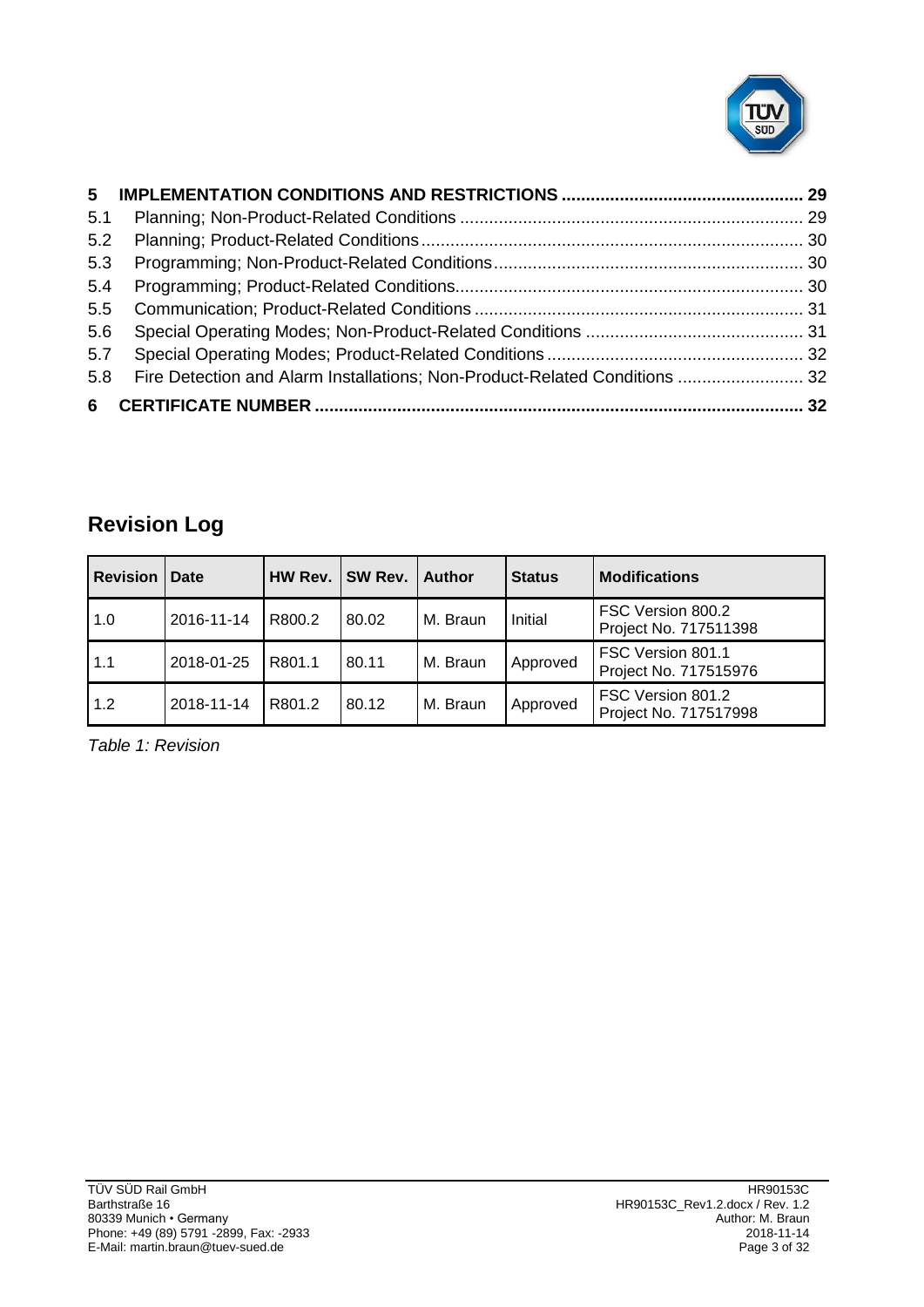**5 IMPLEMENTATION CONDITIONS AND RESTRICTIONS ........................................................ 29**

5.1 Planning; Non-Product-Related Conditions ............................................................................ 29

5.2 Planning; Product-Related Conditions .................................................................................... 30

5.3 Programming; Non-Product-Related Conditions .................................................................... 30

5.4 Programming; Product-Related Conditions ............................................................................ 30

5.5 Communication; Product-Related Conditions ......................................................................... 31

5.6 Special Operating Modes; Non-Product-Related Conditions ................................................. 31

5.7 Special Operating Modes; Product-Related Conditions ......................................................... 32

5.8 Fire Detection and Alarm Installations; Non-Product-Related Conditions .......................... 32

**6 CERTIFICATE NUMBER ................................................................................................ 32**

## Revision Log

| Revision | Date | HW Rev. | SW Rev. | Author | Status | Modifications |
|---|---|---|---|---|---|---|
| 1.0 | 2016-11-14 | R800.2 | 80.02 | M. Braun | Initial | FSC Version 800.2<br>Project No. 717511398 |
| 1.1 | 2018-01-25 | R801.1 | 80.11 | M. Braun | Approved | FSC Version 801.1<br>Project No. 717515976 |
| 1.2 | 2018-11-14 | R801.2 | 80.12 | M. Braun | Approved | FSC Version 801.2<br>Project No. 717517998 |

*Table 1: Revision*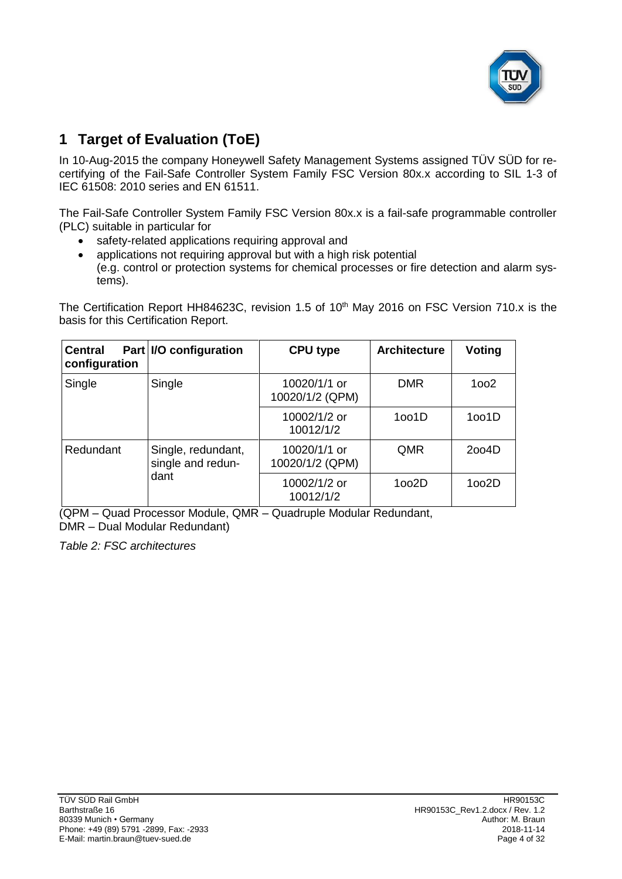# 1 Target of Evaluation (ToE)

In 10-Aug-2015 the company Honeywell Safety Management Systems assigned TÜV SÜD for re-certifying of the Fail-Safe Controller System Family FSC Version 80x.x according to SIL 1-3 of IEC 61508: 2010 series and EN 61511.

The Fail-Safe Controller System Family FSC Version 80x.x is a fail-safe programmable controller (PLC) suitable in particular for

- safety-related applications requiring approval and
- applications not requiring approval but with a high risk potential (e.g. control or protection systems for chemical processes or fire detection and alarm systems).

The Certification Report HH84623C, revision 1.5 of 10th May 2016 on FSC Version 710.x is the basis for this Certification Report.

| Central Part configuration | I/O configuration | CPU type | Architecture | Voting |
|---|---|---|---|---|
| Single | Single | 10020/1/1 or 10020/1/2 (QPM) | DMR | 1oo2 |
| | | 10002/1/2 or 10012/1/2 | 1oo1D | 1oo1D |
| Redundant | Single, redundant, single and redundant | 10020/1/1 or 10020/1/2 (QPM) | QMR | 2oo4D |
| | | 10002/1/2 or 10012/1/2 | 1oo2D | 1oo2D |

(QPM – Quad Processor Module, QMR – Quadruple Modular Redundant, DMR – Dual Modular Redundant)

*Table 2: FSC architectures*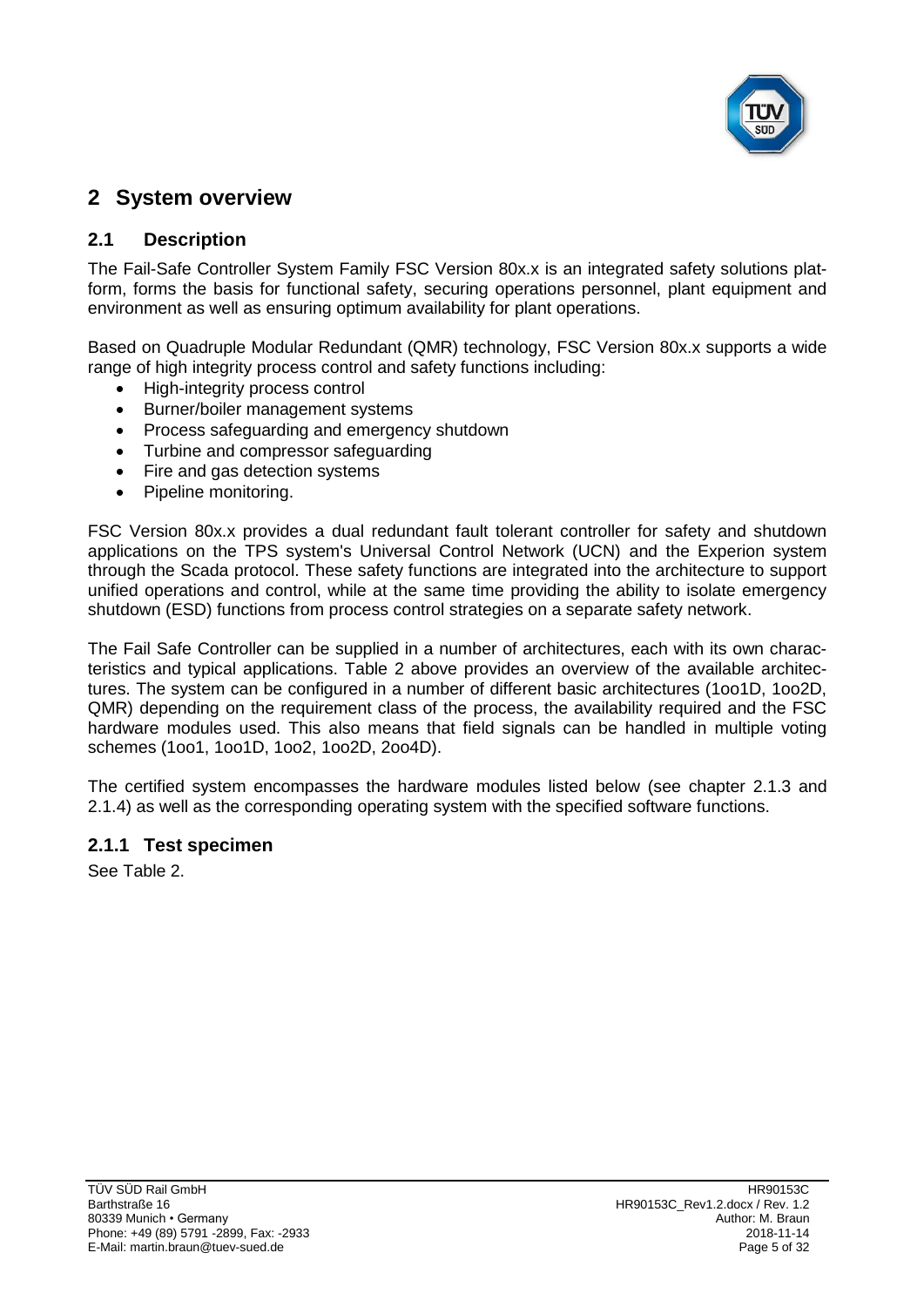## 2 System overview

### 2.1 Description

The Fail-Safe Controller System Family FSC Version 80x.x is an integrated safety solutions platform, forms the basis for functional safety, securing operations personnel, plant equipment and environment as well as ensuring optimum availability for plant operations.

Based on Quadruple Modular Redundant (QMR) technology, FSC Version 80x.x supports a wide range of high integrity process control and safety functions including:

- High-integrity process control
- Burner/boiler management systems
- Process safeguarding and emergency shutdown
- Turbine and compressor safeguarding
- Fire and gas detection systems
- Pipeline monitoring.

FSC Version 80x.x provides a dual redundant fault tolerant controller for safety and shutdown applications on the TPS system's Universal Control Network (UCN) and the Experion system through the Scada protocol. These safety functions are integrated into the architecture to support unified operations and control, while at the same time providing the ability to isolate emergency shutdown (ESD) functions from process control strategies on a separate safety network.

The Fail Safe Controller can be supplied in a number of architectures, each with its own characteristics and typical applications. Table 2 above provides an overview of the available architectures. The system can be configured in a number of different basic architectures (1oo1D, 1oo2D, QMR) depending on the requirement class of the process, the availability required and the FSC hardware modules used. This also means that field signals can be handled in multiple voting schemes (1oo1, 1oo1D, 1oo2, 1oo2D, 2oo4D).

The certified system encompasses the hardware modules listed below (see chapter 2.1.3 and 2.1.4) as well as the corresponding operating system with the specified software functions.

#### 2.1.1 Test specimen

See Table 2.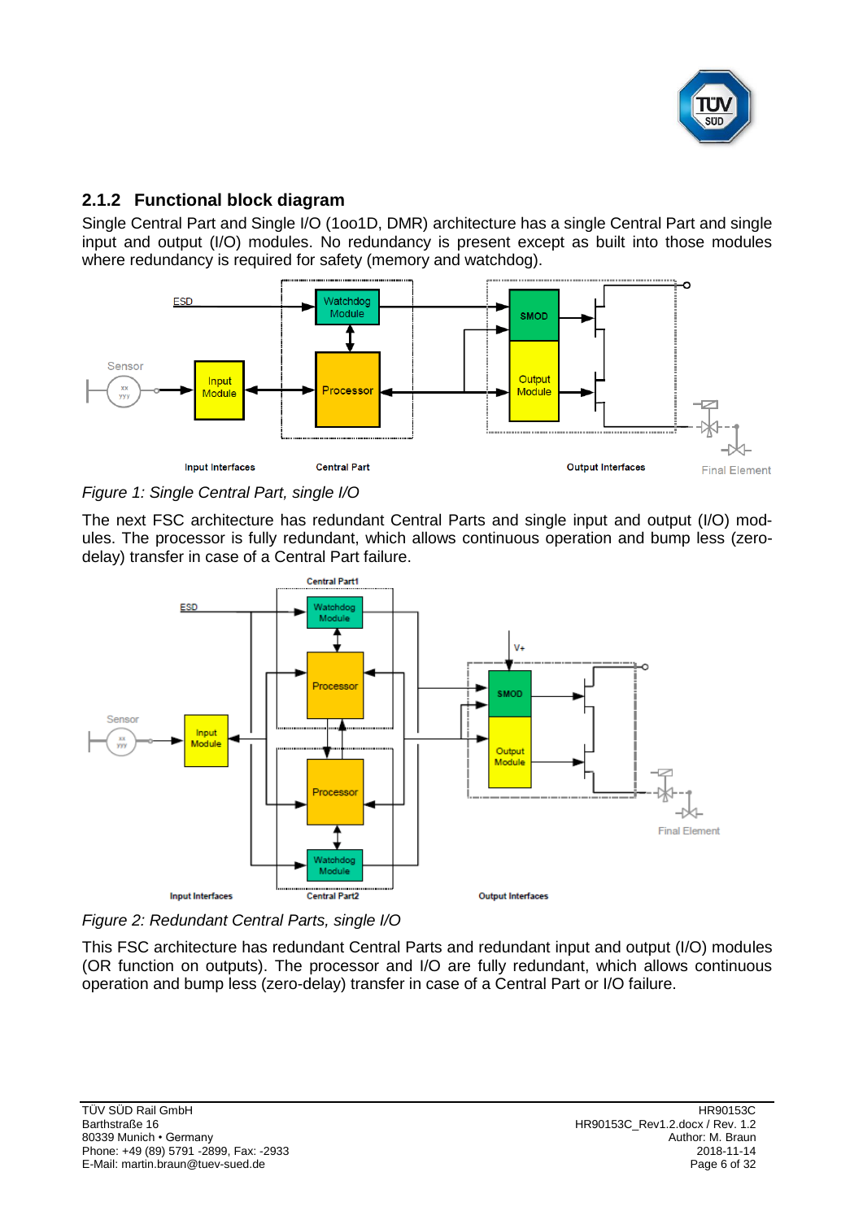### 2.1.2 Functional block diagram

Single Central Part and Single I/O (1oo1D, DMR) architecture has a single Central Part and single input and output (I/O) modules. No redundancy is present except as built into those modules where redundancy is required for safety (memory and watchdog).

*Figure 1: Single Central Part, single I/O*

The next FSC architecture has redundant Central Parts and single input and output (I/O) modules. The processor is fully redundant, which allows continuous operation and bump less (zero-delay) transfer in case of a Central Part failure.

*Figure 2: Redundant Central Parts, single I/O*

This FSC architecture has redundant Central Parts and redundant input and output (I/O) modules (OR function on outputs). The processor and I/O are fully redundant, which allows continuous operation and bump less (zero-delay) transfer in case of a Central Part or I/O failure.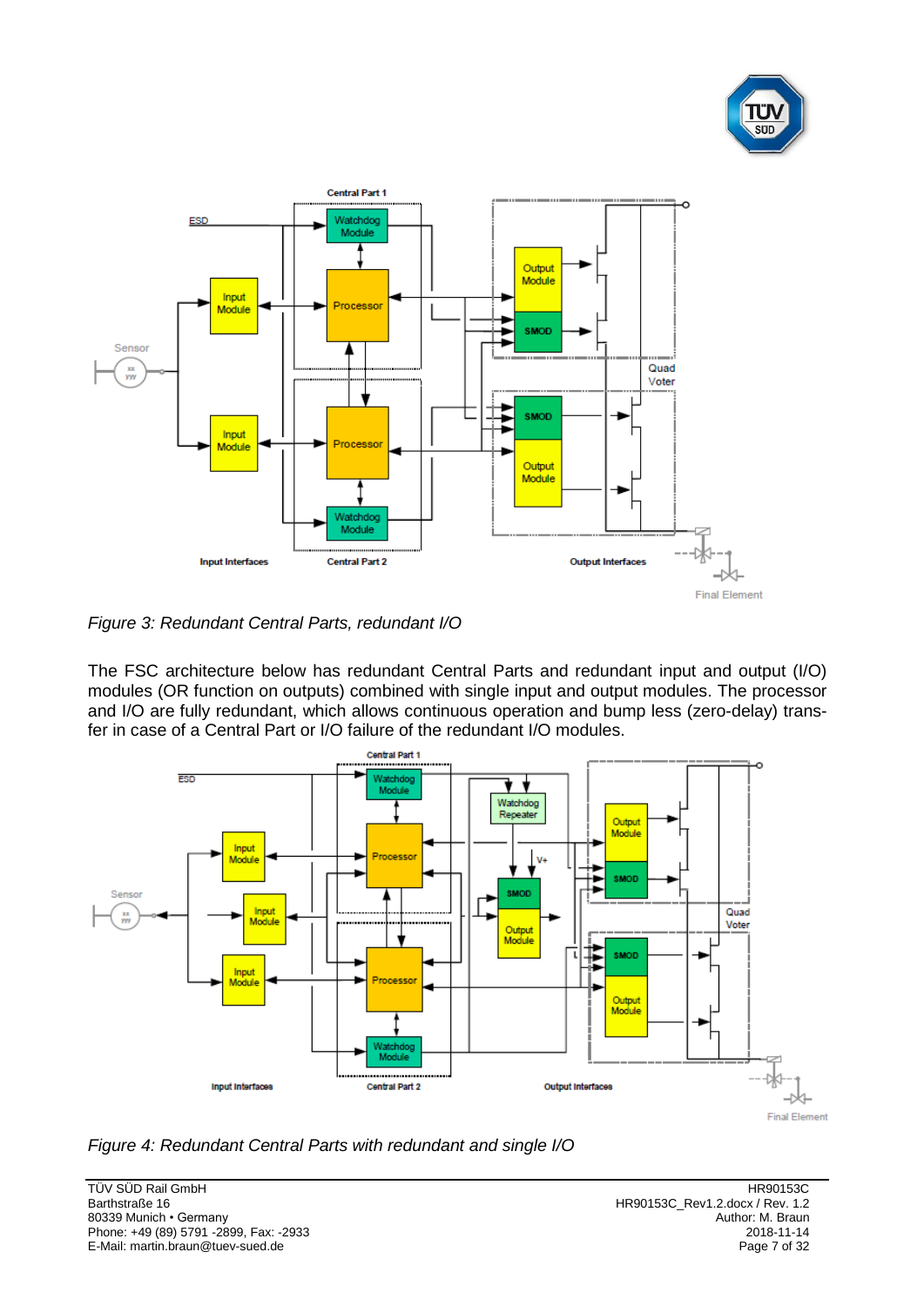*Figure 3: Redundant Central Parts, redundant I/O*

The FSC architecture below has redundant Central Parts and redundant input and output (I/O) modules (OR function on outputs) combined with single input and output modules. The processor and I/O are fully redundant, which allows continuous operation and bump less (zero-delay) transfer in case of a Central Part or I/O failure of the redundant I/O modules.

*Figure 4: Redundant Central Parts with redundant and single I/O*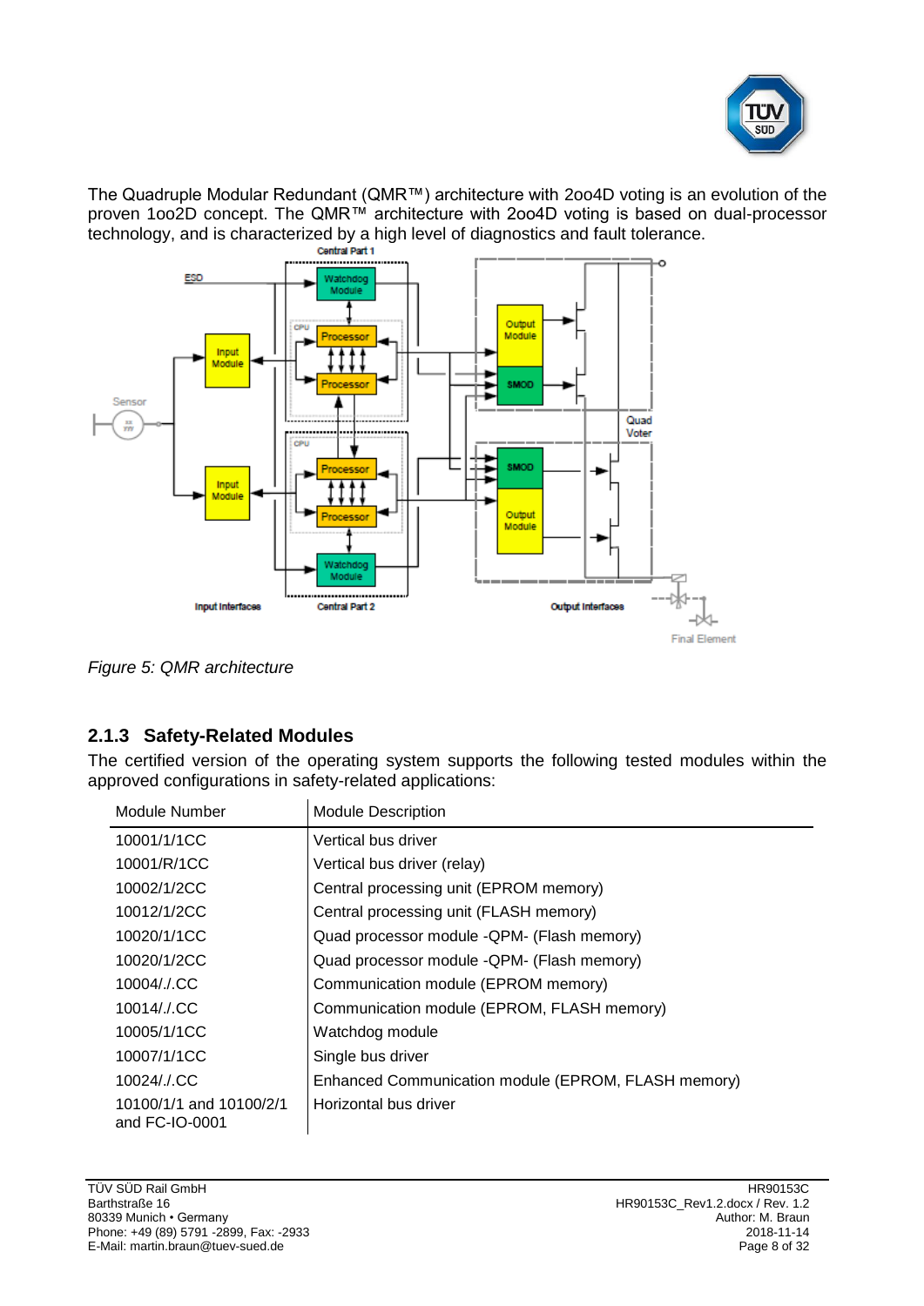The Quadruple Modular Redundant (QMR™) architecture with 2oo4D voting is an evolution of the proven 1oo2D concept. The QMR™ architecture with 2oo4D voting is based on dual-processor technology, and is characterized by a high level of diagnostics and fault tolerance.

*Figure 5: QMR architecture*

### 2.1.3 Safety-Related Modules

The certified version of the operating system supports the following tested modules within the approved configurations in safety-related applications:

| Module Number | Module Description |
|---|---|
| 10001/1/1CC | Vertical bus driver |
| 10001/R/1CC | Vertical bus driver (relay) |
| 10002/1/2CC | Central processing unit (EPROM memory) |
| 10012/1/2CC | Central processing unit (FLASH memory) |
| 10020/1/1CC | Quad processor module -QPM- (Flash memory) |
| 10020/1/2CC | Quad processor module -QPM- (Flash memory) |
| 10004/./.CC | Communication module (EPROM memory) |
| 10014/./.CC | Communication module (EPROM, FLASH memory) |
| 10005/1/1CC | Watchdog module |
| 10007/1/1CC | Single bus driver |
| 10024/./.CC | Enhanced Communication module (EPROM, FLASH memory) |
| 10100/1/1 and 10100/2/1 and FC-IO-0001 | Horizontal bus driver |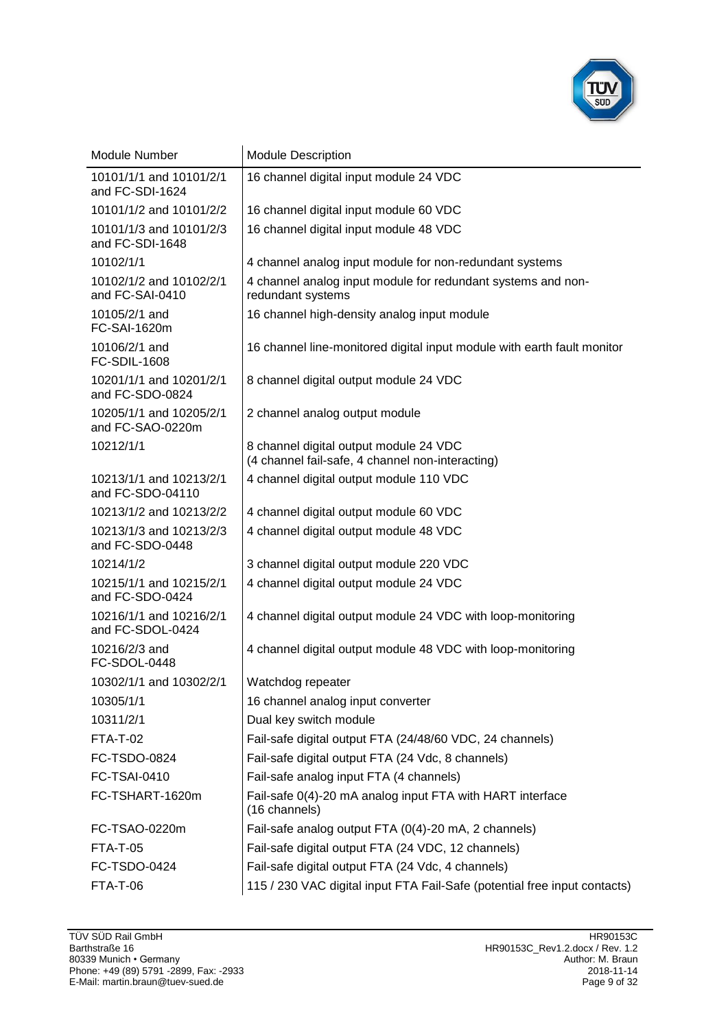| Module Number | Module Description |
|---|---|
| 10101/1/1 and 10101/2/1 and FC-SDI-1624 | 16 channel digital input module 24 VDC |
| 10101/1/2 and 10101/2/2 | 16 channel digital input module 60 VDC |
| 10101/1/3 and 10101/2/3 and FC-SDI-1648 | 16 channel digital input module 48 VDC |
| 10102/1/1 | 4 channel analog input module for non-redundant systems |
| 10102/1/2 and 10102/2/1 and FC-SAI-0410 | 4 channel analog input module for redundant systems and non-redundant systems |
| 10105/2/1 and FC-SAI-1620m | 16 channel high-density analog input module |
| 10106/2/1 and FC-SDIL-1608 | 16 channel line-monitored digital input module with earth fault monitor |
| 10201/1/1 and 10201/2/1 and FC-SDO-0824 | 8 channel digital output module 24 VDC |
| 10205/1/1 and 10205/2/1 and FC-SAO-0220m | 2 channel analog output module |
| 10212/1/1 | 8 channel digital output module 24 VDC (4 channel fail-safe, 4 channel non-interacting) |
| 10213/1/1 and 10213/2/1 and FC-SDO-04110 | 4 channel digital output module 110 VDC |
| 10213/1/2 and 10213/2/2 | 4 channel digital output module 60 VDC |
| 10213/1/3 and 10213/2/3 and FC-SDO-0448 | 4 channel digital output module 48 VDC |
| 10214/1/2 | 3 channel digital output module 220 VDC |
| 10215/1/1 and 10215/2/1 and FC-SDO-0424 | 4 channel digital output module 24 VDC |
| 10216/1/1 and 10216/2/1 and FC-SDOL-0424 | 4 channel digital output module 24 VDC with loop-monitoring |
| 10216/2/3 and FC-SDOL-0448 | 4 channel digital output module 48 VDC with loop-monitoring |
| 10302/1/1 and 10302/2/1 | Watchdog repeater |
| 10305/1/1 | 16 channel analog input converter |
| 10311/2/1 | Dual key switch module |
| FTA-T-02 | Fail-safe digital output FTA (24/48/60 VDC, 24 channels) |
| FC-TSDO-0824 | Fail-safe digital output FTA (24 Vdc, 8 channels) |
| FC-TSAI-0410 | Fail-safe analog input FTA (4 channels) |
| FC-TSHART-1620m | Fail-safe 0(4)-20 mA analog input FTA with HART interface (16 channels) |
| FC-TSAO-0220m | Fail-safe analog output FTA (0(4)-20 mA, 2 channels) |
| FTA-T-05 | Fail-safe digital output FTA (24 VDC, 12 channels) |
| FC-TSDO-0424 | Fail-safe digital output FTA (24 Vdc, 4 channels) |
| FTA-T-06 | 115 / 230 VAC digital input FTA Fail-Safe (potential free input contacts) |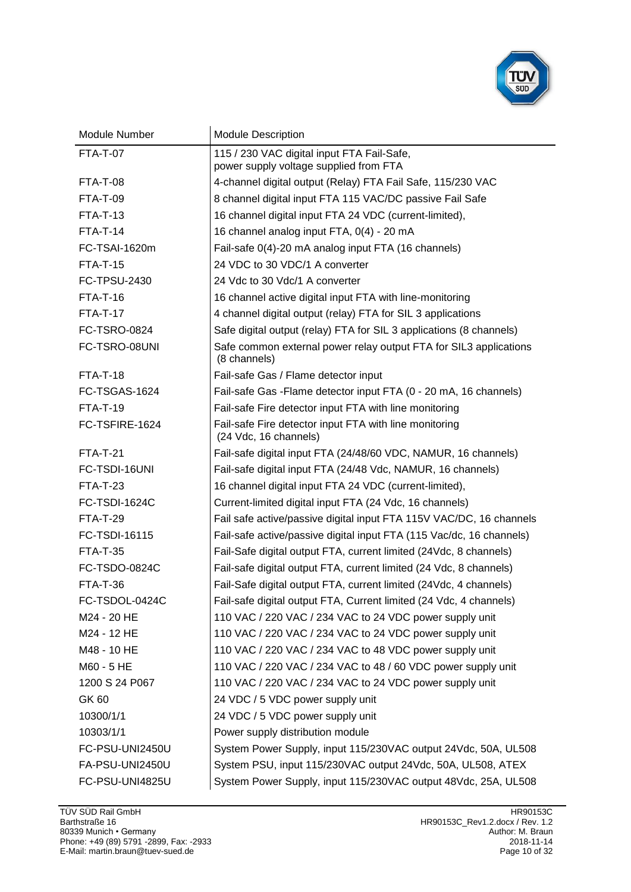| Module Number | Module Description |
|---|---|
| FTA-T-07 | 115 / 230 VAC digital input FTA Fail-Safe, power supply voltage supplied from FTA |
| FTA-T-08 | 4-channel digital output (Relay) FTA Fail Safe, 115/230 VAC |
| FTA-T-09 | 8 channel digital input FTA 115 VAC/DC passive Fail Safe |
| FTA-T-13 | 16 channel digital input FTA 24 VDC (current-limited), |
| FTA-T-14 | 16 channel analog input FTA, 0(4) - 20 mA |
| FC-TSAI-1620m | Fail-safe 0(4)-20 mA analog input FTA (16 channels) |
| FTA-T-15 | 24 VDC to 30 VDC/1 A converter |
| FC-TPSU-2430 | 24 Vdc to 30 Vdc/1 A converter |
| FTA-T-16 | 16 channel active digital input FTA with line-monitoring |
| FTA-T-17 | 4 channel digital output (relay) FTA for SIL 3 applications |
| FC-TSRO-0824 | Safe digital output (relay) FTA for SIL 3 applications (8 channels) |
| FC-TSRO-08UNI | Safe common external power relay output FTA for SIL3 applications (8 channels) |
| FTA-T-18 | Fail-safe Gas / Flame detector input |
| FC-TSGAS-1624 | Fail-safe Gas -Flame detector input FTA (0 - 20 mA, 16 channels) |
| FTA-T-19 | Fail-safe Fire detector input FTA with line monitoring |
| FC-TSFIRE-1624 | Fail-safe Fire detector input FTA with line monitoring (24 Vdc, 16 channels) |
| FTA-T-21 | Fail-safe digital input FTA (24/48/60 VDC, NAMUR, 16 channels) |
| FC-TSDI-16UNI | Fail-safe digital input FTA (24/48 Vdc, NAMUR, 16 channels) |
| FTA-T-23 | 16 channel digital input FTA 24 VDC (current-limited), |
| FC-TSDI-1624C | Current-limited digital input FTA (24 Vdc, 16 channels) |
| FTA-T-29 | Fail safe active/passive digital input FTA 115V VAC/DC, 16 channels |
| FC-TSDI-16115 | Fail-safe active/passive digital input FTA (115 Vac/dc, 16 channels) |
| FTA-T-35 | Fail-Safe digital output FTA, current limited (24Vdc, 8 channels) |
| FC-TSDO-0824C | Fail-safe digital output FTA, current limited (24 Vdc, 8 channels) |
| FTA-T-36 | Fail-Safe digital output FTA, current limited (24Vdc, 4 channels) |
| FC-TSDOL-0424C | Fail-safe digital output FTA, Current limited (24 Vdc, 4 channels) |
| M24 - 20 HE | 110 VAC / 220 VAC / 234 VAC to 24 VDC power supply unit |
| M24 - 12 HE | 110 VAC / 220 VAC / 234 VAC to 24 VDC power supply unit |
| M48 - 10 HE | 110 VAC / 220 VAC / 234 VAC to 48 VDC power supply unit |
| M60 - 5 HE | 110 VAC / 220 VAC / 234 VAC to 48 / 60 VDC power supply unit |
| 1200 S 24 P067 | 110 VAC / 220 VAC / 234 VAC to 24 VDC power supply unit |
| GK 60 | 24 VDC / 5 VDC power supply unit |
| 10300/1/1 | 24 VDC / 5 VDC power supply unit |
| 10303/1/1 | Power supply distribution module |
| FC-PSU-UNI2450U | System Power Supply, input 115/230VAC output 24Vdc, 50A, UL508 |
| FA-PSU-UNI2450U | System PSU, input 115/230VAC output 24Vdc, 50A, UL508, ATEX |
| FC-PSU-UNI4825U | System Power Supply, input 115/230VAC output 48Vdc, 25A, UL508 |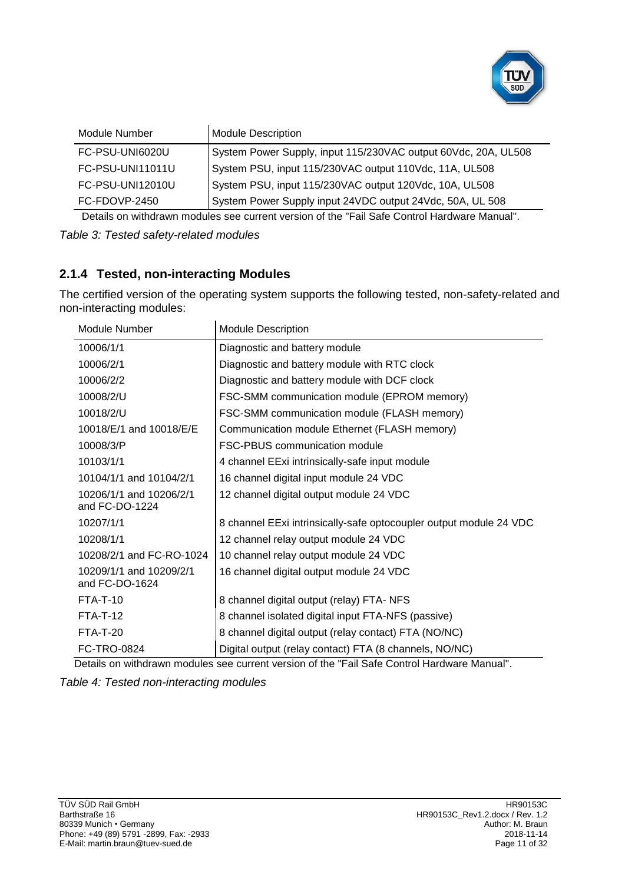| Module Number | Module Description |
| --- | --- |
| FC-PSU-UNI6020U | System Power Supply, input 115/230VAC output 60Vdc, 20A, UL508 |
| FC-PSU-UNI11011U | System PSU, input 115/230VAC output 110Vdc, 11A, UL508 |
| FC-PSU-UNI12010U | System PSU, input 115/230VAC output 120Vdc, 10A, UL508 |
| FC-FDOVP-2450 | System Power Supply input 24VDC output 24Vdc, 50A, UL 508 |

Details on withdrawn modules see current version of the "Fail Safe Control Hardware Manual".

*Table 3: Tested safety-related modules*

### 2.1.4 Tested, non-interacting Modules

The certified version of the operating system supports the following tested, non-safety-related and non-interacting modules:

| Module Number | Module Description |
| --- | --- |
| 10006/1/1 | Diagnostic and battery module |
| 10006/2/1 | Diagnostic and battery module with RTC clock |
| 10006/2/2 | Diagnostic and battery module with DCF clock |
| 10008/2/U | FSC-SMM communication module (EPROM memory) |
| 10018/2/U | FSC-SMM communication module (FLASH memory) |
| 10018/E/1 and 10018/E/E | Communication module Ethernet (FLASH memory) |
| 10008/3/P | FSC-PBUS communication module |
| 10103/1/1 | 4 channel EExi intrinsically-safe input module |
| 10104/1/1 and 10104/2/1 | 16 channel digital input module 24 VDC |
| 10206/1/1 and 10206/2/1 and FC-DO-1224 | 12 channel digital output module 24 VDC |
| 10207/1/1 | 8 channel EExi intrinsically-safe optocoupler output module 24 VDC |
| 10208/1/1 | 12 channel relay output module 24 VDC |
| 10208/2/1 and FC-RO-1024 | 10 channel relay output module 24 VDC |
| 10209/1/1 and 10209/2/1 and FC-DO-1624 | 16 channel digital output module 24 VDC |
| FTA-T-10 | 8 channel digital output (relay) FTA- NFS |
| FTA-T-12 | 8 channel isolated digital input FTA-NFS (passive) |
| FTA-T-20 | 8 channel digital output (relay contact) FTA (NO/NC) |
| FC-TRO-0824 | Digital output (relay contact) FTA (8 channels, NO/NC) |

Details on withdrawn modules see current version of the "Fail Safe Control Hardware Manual".

*Table 4: Tested non-interacting modules*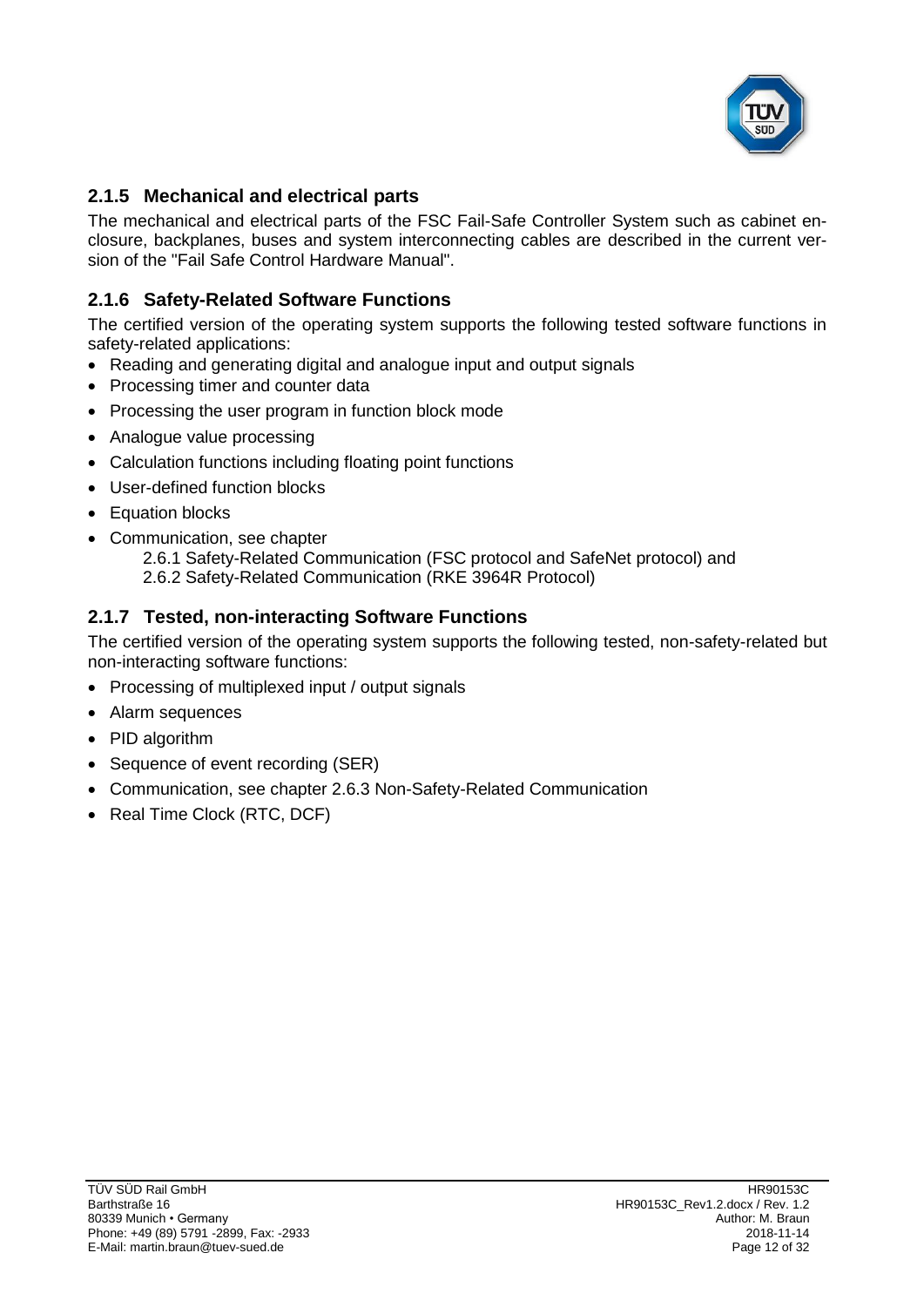### 2.1.5 Mechanical and electrical parts

The mechanical and electrical parts of the FSC Fail-Safe Controller System such as cabinet enclosure, backplanes, buses and system interconnecting cables are described in the current version of the "Fail Safe Control Hardware Manual".

### 2.1.6 Safety-Related Software Functions

The certified version of the operating system supports the following tested software functions in safety-related applications:

- Reading and generating digital and analogue input and output signals
- Processing timer and counter data
- Processing the user program in function block mode
- Analogue value processing
- Calculation functions including floating point functions
- User-defined function blocks
- Equation blocks
- Communication, see chapter
  2.6.1 Safety-Related Communication (FSC protocol and SafeNet protocol) and
  2.6.2 Safety-Related Communication (RKE 3964R Protocol)

### 2.1.7 Tested, non-interacting Software Functions

The certified version of the operating system supports the following tested, non-safety-related but non-interacting software functions:

- Processing of multiplexed input / output signals
- Alarm sequences
- PID algorithm
- Sequence of event recording (SER)
- Communication, see chapter 2.6.3 Non-Safety-Related Communication
- Real Time Clock (RTC, DCF)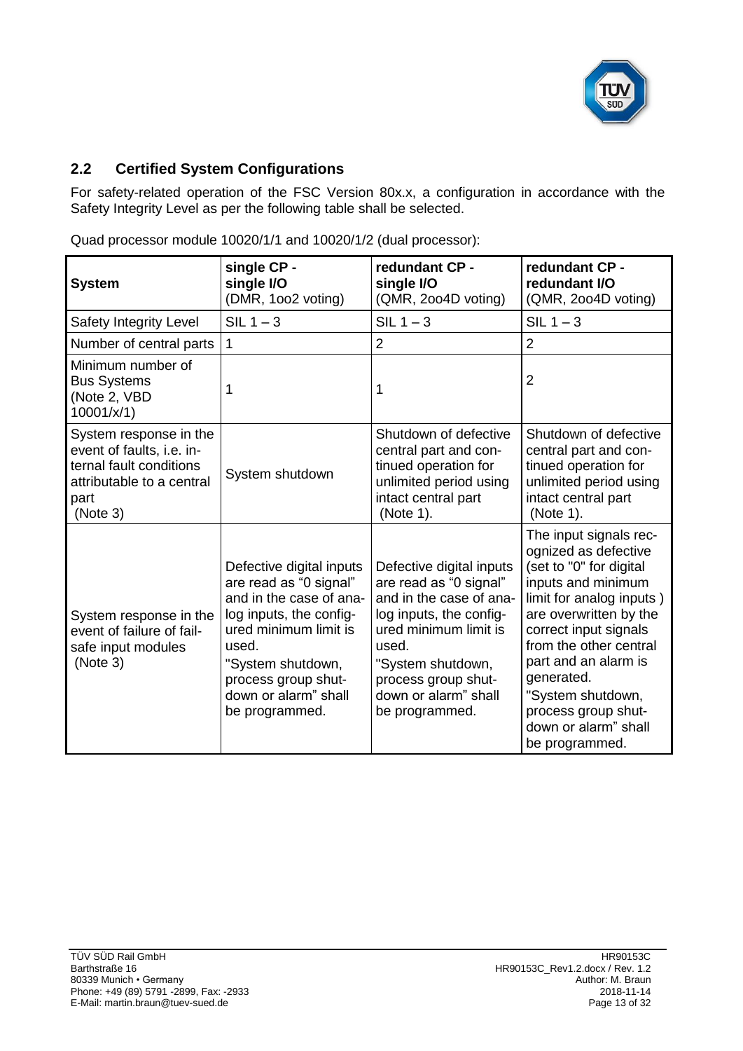## 2.2 Certified System Configurations

For safety-related operation of the FSC Version 80x.x, a configuration in accordance with the Safety Integrity Level as per the following table shall be selected.

Quad processor module 10020/1/1 and 10020/1/2 (dual processor):

| **System** | **single CP - single I/O** (DMR, 1oo2 voting) | **redundant CP - single I/O** (QMR, 2oo4D voting) | **redundant CP - redundant I/O** (QMR, 2oo4D voting) |
|---|---|---|---|
| Safety Integrity Level | SIL 1 – 3 | SIL 1 – 3 | SIL 1 – 3 |
| Number of central parts | 1 | 2 | 2 |
| Minimum number of Bus Systems (Note 2, VBD 10001/x/1) | 1 | 1 | 2 |
| System response in the event of faults, i.e. internal fault conditions attributable to a central part (Note 3) | System shutdown | Shutdown of defective central part and continued operation for unlimited period using intact central part (Note 1). | Shutdown of defective central part and continued operation for unlimited period using intact central part (Note 1). |
| System response in the event of failure of fail-safe input modules (Note 3) | Defective digital inputs are read as “0 signal” and in the case of analog inputs, the configured minimum limit is used. "System shutdown, process group shutdown or alarm” shall be programmed. | Defective digital inputs are read as “0 signal” and in the case of analog inputs, the configured minimum limit is used. "System shutdown, process group shutdown or alarm” shall be programmed. | The input signals recognized as defective (set to "0" for digital inputs and minimum limit for analog inputs ) are overwritten by the correct input signals from the other central part and an alarm is generated. "System shutdown, process group shutdown or alarm” shall be programmed. |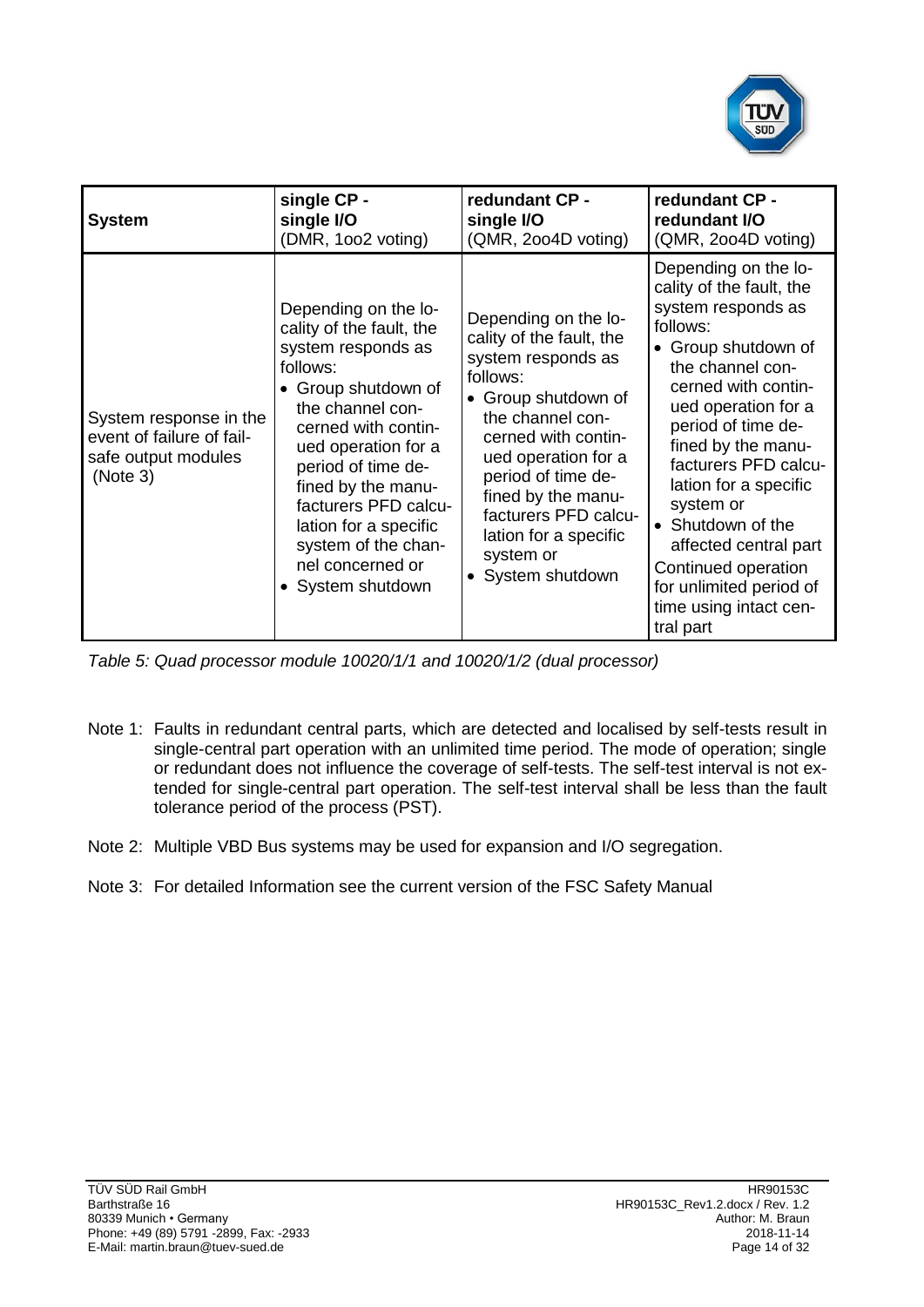| System | single CP - single I/O (DMR, 1oo2 voting) | redundant CP - single I/O (QMR, 2oo4D voting) | redundant CP - redundant I/O (QMR, 2oo4D voting) |
|---|---|---|---|
| System response in the event of failure of fail-safe output modules (Note 3) | Depending on the locality of the fault, the system responds as follows: <br>• Group shutdown of the channel concerned with continued operation for a period of time defined by the manufacturers PFD calculation for a specific system of the channel concerned or <br>• System shutdown | Depending on the locality of the fault, the system responds as follows: <br>• Group shutdown of the channel concerned with continued operation for a period of time defined by the manufacturers PFD calculation for a specific system or <br>• System shutdown | Depending on the locality of the fault, the system responds as follows: <br>• Group shutdown of the channel concerned with continued operation for a period of time defined by the manufacturers PFD calculation for a specific system or <br>• Shutdown of the affected central part <br>Continued operation for unlimited period of time using intact central part |

*Table 5: Quad processor module 10020/1/1 and 10020/1/2 (dual processor)*

Note 1: Faults in redundant central parts, which are detected and localised by self-tests result in single-central part operation with an unlimited time period. The mode of operation; single or redundant does not influence the coverage of self-tests. The self-test interval is not extended for single-central part operation. The self-test interval shall be less than the fault tolerance period of the process (PST).

Note 2: Multiple VBD Bus systems may be used for expansion and I/O segregation.

Note 3: For detailed Information see the current version of the FSC Safety Manual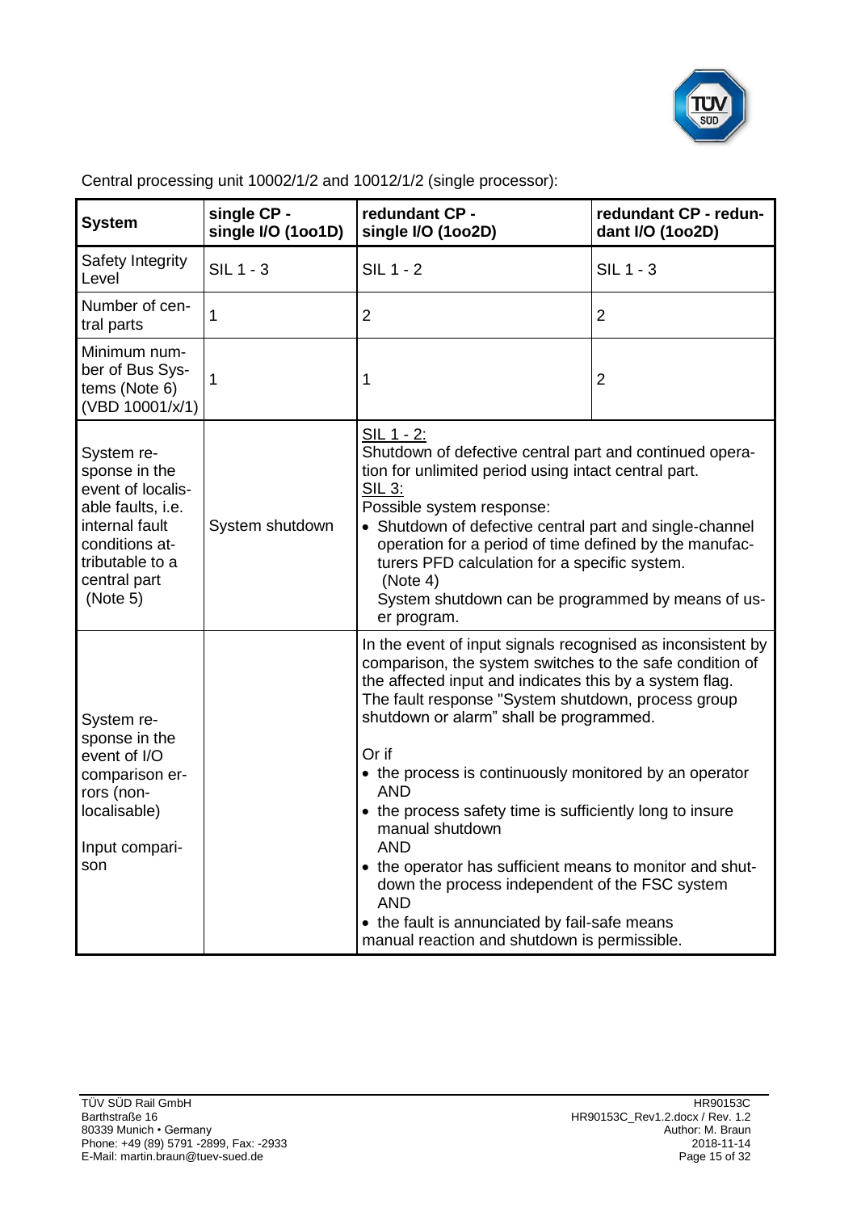Central processing unit 10002/1/2 and 10012/1/2 (single processor):

| System | single CP - single I/O (1oo1D) | redundant CP - single I/O (1oo2D) | redundant CP - redundant I/O (1oo2D) |
|---|---|---|---|
| Safety Integrity Level | SIL 1 - 3 | SIL 1 - 2 | SIL 1 - 3 |
| Number of central parts | 1 | 2 | 2 |
| Minimum number of Bus Systems (Note 6) (VBD 10001/x/1) | 1 | 1 | 2 |
| System response in the event of localisable faults, i.e. internal fault conditions attributable to a central part (Note 5) | System shutdown | <u>SIL 1 - 2:</u><br>Shutdown of defective central part and continued operation for unlimited period using intact central part.<br><u>SIL 3:</u><br>Possible system response:<br>• Shutdown of defective central part and single-channel operation for a period of time defined by the manufacturers PFD calculation for a specific system. (Note 4)<br>System shutdown can be programmed by means of user program. | |
| System response in the event of I/O comparison errors (non-localisable)<br><br>Input comparison | | In the event of input signals recognised as inconsistent by comparison, the system switches to the safe condition of the affected input and indicates this by a system flag. The fault response "System shutdown, process group shutdown or alarm" shall be programmed.<br><br>Or if<br>• the process is continuously monitored by an operator AND<br>• the process safety time is sufficiently long to insure manual shutdown AND<br>• the operator has sufficient means to monitor and shutdown the process independent of the FSC system AND<br>• the fault is annunciated by fail-safe means<br>manual reaction and shutdown is permissible. | |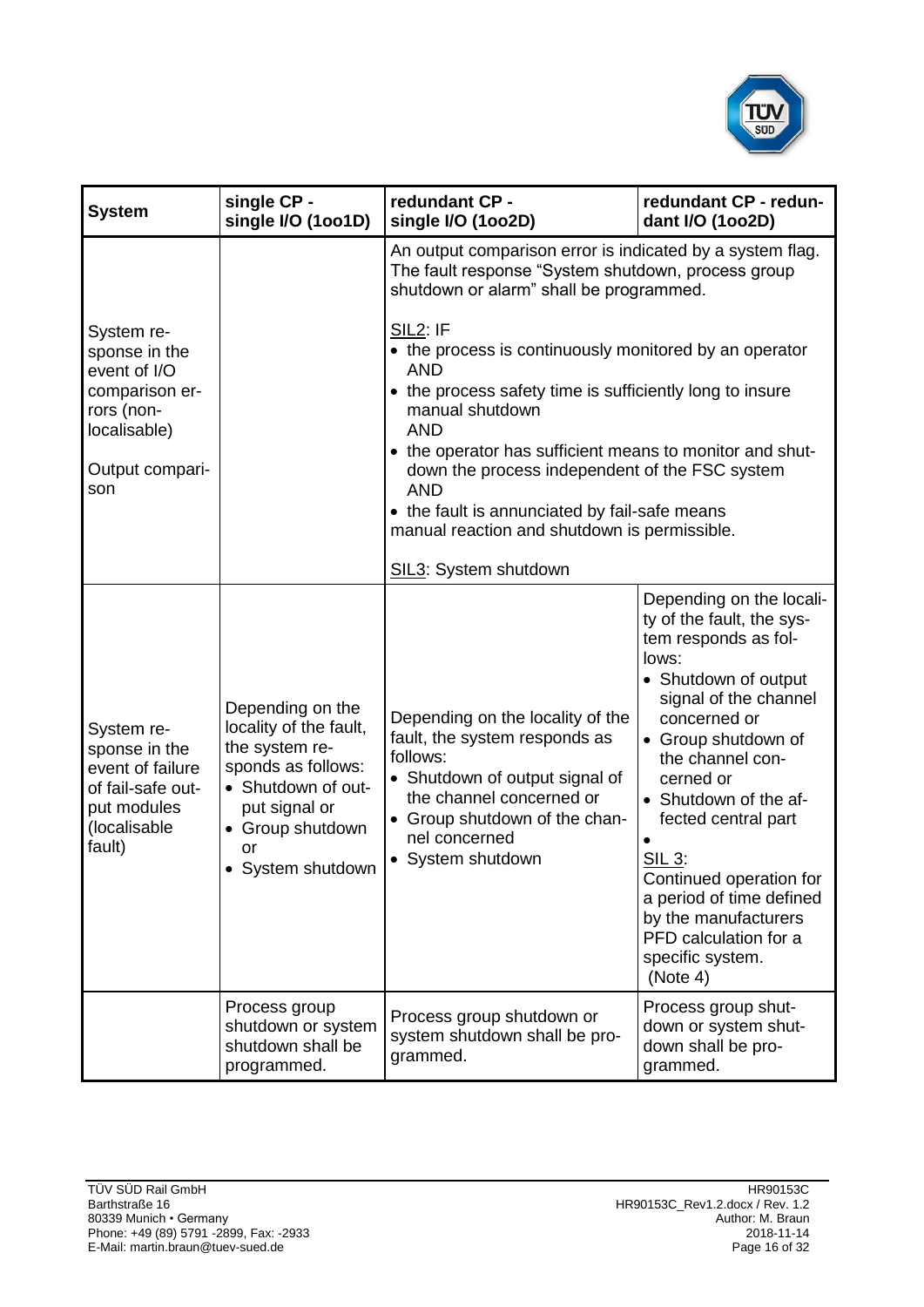| System | single CP - single I/O (1oo1D) | redundant CP - single I/O (1oo2D) | redundant CP - redundant I/O (1oo2D) |
|---|---|---|---|
| System response in the event of I/O comparison errors (non-localisable)<br><br>Output comparison | | An output comparison error is indicated by a system flag. The fault response "System shutdown, process group shutdown or alarm" shall be programmed.<br><br><u>SIL2</u>: IF<br>• the process is continuously monitored by an operator AND<br>• the process safety time is sufficiently long to insure manual shutdown AND<br>• the operator has sufficient means to monitor and shutdown the process independent of the FSC system AND<br>• the fault is annunciated by fail-safe means<br>manual reaction and shutdown is permissible.<br><br><u>SIL3</u>: System shutdown | |
| System response in the event of failure of fail-safe output modules (localisable fault) | Depending on the locality of the fault, the system responds as follows:<br>• Shutdown of output signal or<br>• Group shutdown or<br>• System shutdown | Depending on the locality of the fault, the system responds as follows:<br>• Shutdown of output signal of the channel concerned or<br>• Group shutdown of the channel concerned<br>• System shutdown | Depending on the locality of the fault, the system responds as follows:<br>• Shutdown of output signal of the channel concerned or<br>• Group shutdown of the channel concerned or<br>• Shutdown of the affected central part<br>•<br><u>SIL 3</u>:<br>Continued operation for a period of time defined by the manufacturers PFD calculation for a specific system.<br>(Note 4) |
| | Process group shutdown or system shutdown shall be programmed. | Process group shutdown or system shutdown shall be programmed. | Process group shutdown or system shutdown shall be programmed. |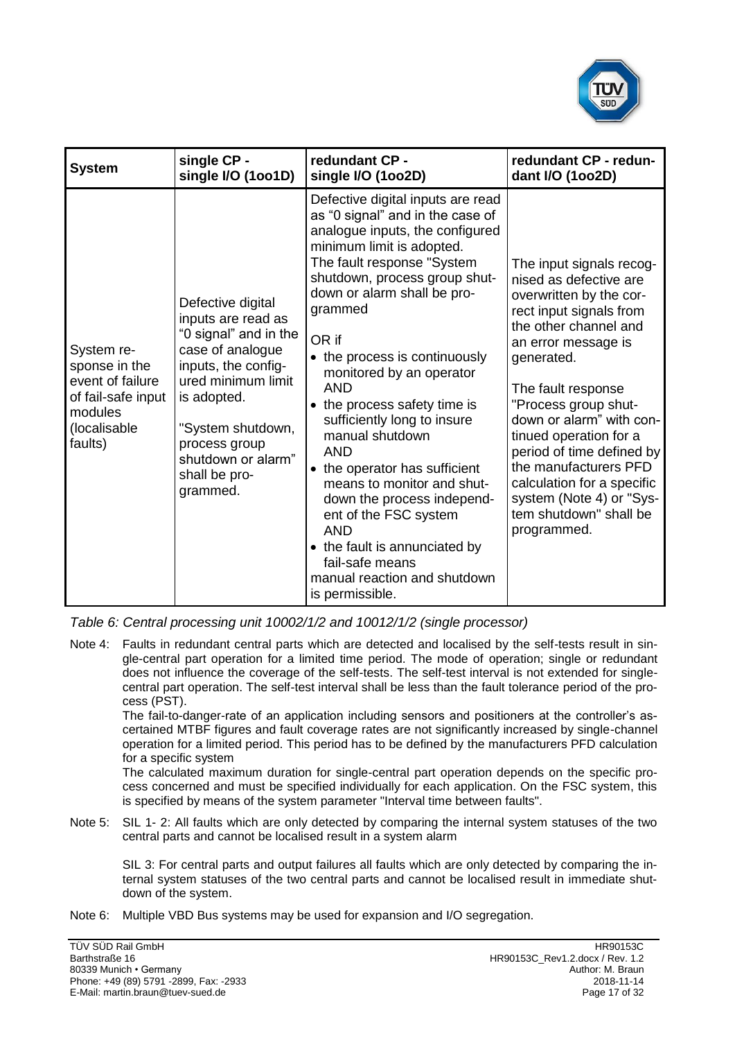| System | single CP - single I/O (1oo1D) | redundant CP - single I/O (1oo2D) | redundant CP - redundant I/O (1oo2D) |
|---|---|---|---|
| System response in the event of failure of fail-safe input modules (localisable faults) | Defective digital inputs are read as "0 signal" and in the case of analogue inputs, the configured minimum limit is adopted.<br><br>"System shutdown, process group shutdown or alarm" shall be programmed. | Defective digital inputs are read as "0 signal" and in the case of analogue inputs, the configured minimum limit is adopted.<br>The fault response "System shutdown, process group shutdown or alarm shall be programmed<br><br>OR if<br>• the process is continuously monitored by an operator<br>AND<br>• the process safety time is sufficiently long to insure manual shutdown<br>AND<br>• the operator has sufficient means to monitor and shutdown the process independent of the FSC system<br>AND<br>• the fault is annunciated by fail-safe means<br>manual reaction and shutdown is permissible. | The input signals recognised as defective are overwritten by the correct input signals from the other channel and an error message is generated.<br><br>The fault response "Process group shutdown or alarm" with continued operation for a period of time defined by the manufacturers PFD calculation for a specific system (Note 4) or "System shutdown" shall be programmed. |

*Table 6: Central processing unit 10002/1/2 and 10012/1/2 (single processor)*

Note 4: Faults in redundant central parts which are detected and localised by the self-tests result in single-central part operation for a limited time period. The mode of operation; single or redundant does not influence the coverage of the self-tests. The self-test interval is not extended for single-central part operation. The self-test interval shall be less than the fault tolerance period of the process (PST).

The fail-to-danger-rate of an application including sensors and positioners at the controller's ascertained MTBF figures and fault coverage rates are not significantly increased by single-channel operation for a limited period. This period has to be defined by the manufacturers PFD calculation for a specific system

The calculated maximum duration for single-central part operation depends on the specific process concerned and must be specified individually for each application. On the FSC system, this is specified by means of the system parameter "Interval time between faults".

Note 5: SIL 1- 2: All faults which are only detected by comparing the internal system statuses of the two central parts and cannot be localised result in a system alarm

SIL 3: For central parts and output failures all faults which are only detected by comparing the internal system statuses of the two central parts and cannot be localised result in immediate shutdown of the system.

Note 6: Multiple VBD Bus systems may be used for expansion and I/O segregation.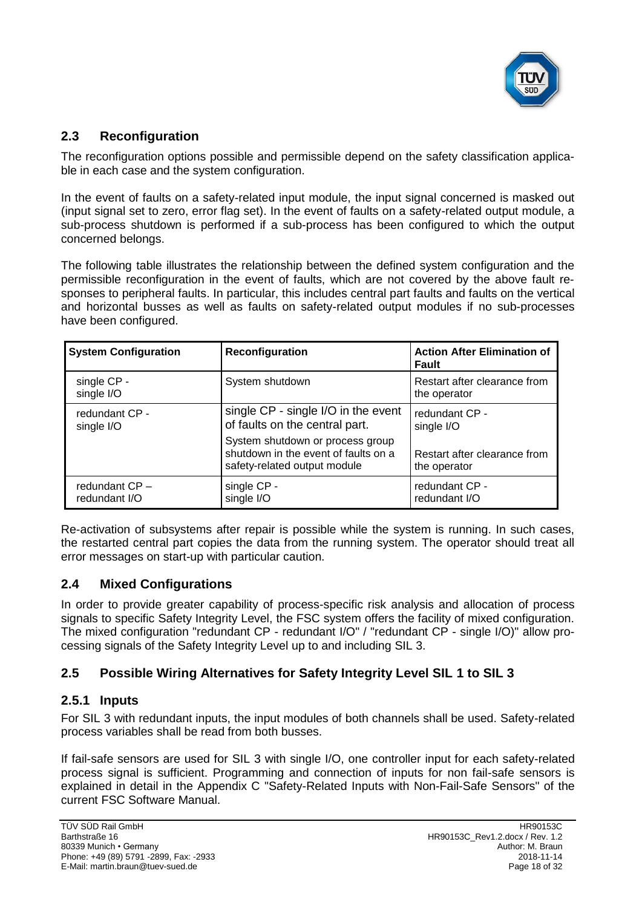## 2.3 Reconfiguration

The reconfiguration options possible and permissible depend on the safety classification applicable in each case and the system configuration.

In the event of faults on a safety-related input module, the input signal concerned is masked out (input signal set to zero, error flag set). In the event of faults on a safety-related output module, a sub-process shutdown is performed if a sub-process has been configured to which the output concerned belongs.

The following table illustrates the relationship between the defined system configuration and the permissible reconfiguration in the event of faults, which are not covered by the above fault responses to peripheral faults. In particular, this includes central part faults and faults on the vertical and horizontal busses as well as faults on safety-related output modules if no sub-processes have been configured.

| System Configuration | Reconfiguration | Action After Elimination of Fault |
|---|---|---|
| single CP - single I/O | System shutdown | Restart after clearance from the operator |
| redundant CP - single I/O | single CP - single I/O in the event of faults on the central part. | redundant CP - single I/O |
| | System shutdown or process group shutdown in the event of faults on a safety-related output module | Restart after clearance from the operator |
| redundant CP – redundant I/O | single CP - single I/O | redundant CP - redundant I/O |

Re-activation of subsystems after repair is possible while the system is running. In such cases, the restarted central part copies the data from the running system. The operator should treat all error messages on start-up with particular caution.

## 2.4 Mixed Configurations

In order to provide greater capability of process-specific risk analysis and allocation of process signals to specific Safety Integrity Level, the FSC system offers the facility of mixed configuration. The mixed configuration "redundant CP - redundant I/O" / "redundant CP - single I/O)" allow processing signals of the Safety Integrity Level up to and including SIL 3.

## 2.5 Possible Wiring Alternatives for Safety Integrity Level SIL 1 to SIL 3

### 2.5.1 Inputs

For SIL 3 with redundant inputs, the input modules of both channels shall be used. Safety-related process variables shall be read from both busses.

If fail-safe sensors are used for SIL 3 with single I/O, one controller input for each safety-related process signal is sufficient. Programming and connection of inputs for non fail-safe sensors is explained in detail in the Appendix C "Safety-Related Inputs with Non-Fail-Safe Sensors" of the current FSC Software Manual.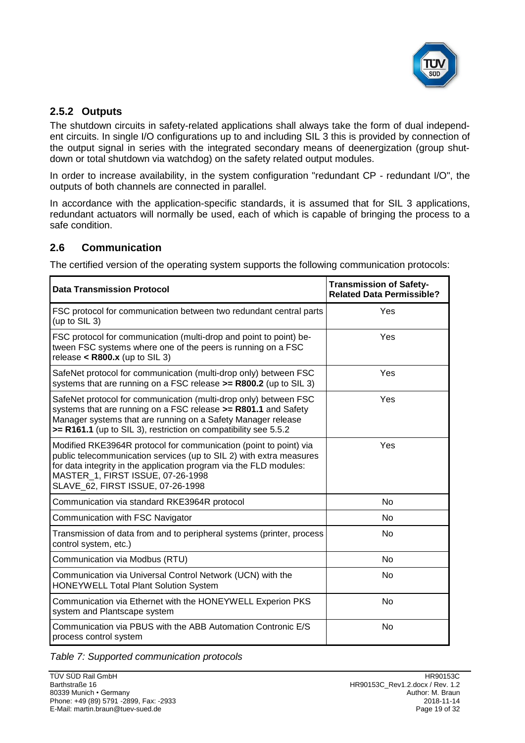### 2.5.2 Outputs

The shutdown circuits in safety-related applications shall always take the form of dual independent circuits. In single I/O configurations up to and including SIL 3 this is provided by connection of the output signal in series with the integrated secondary means of deenergization (group shutdown or total shutdown via watchdog) on the safety related output modules.

In order to increase availability, in the system configuration "redundant CP - redundant I/O", the outputs of both channels are connected in parallel.

In accordance with the application-specific standards, it is assumed that for SIL 3 applications, redundant actuators will normally be used, each of which is capable of bringing the process to a safe condition.

## 2.6 Communication

The certified version of the operating system supports the following communication protocols:

| Data Transmission Protocol | Transmission of Safety-Related Data Permissible? |
|---|---|
| FSC protocol for communication between two redundant central parts (up to SIL 3) | Yes |
| FSC protocol for communication (multi-drop and point to point) between FSC systems where one of the peers is running on a FSC release **< R800.x** (up to SIL 3) | Yes |
| SafeNet protocol for communication (multi-drop only) between FSC systems that are running on a FSC release **>= R800.2** (up to SIL 3) | Yes |
| SafeNet protocol for communication (multi-drop only) between FSC systems that are running on a FSC release **>= R801.1** and Safety Manager systems that are running on a Safety Manager release **>= R161.1** (up to SIL 3), restriction on compatibility see 5.5.2 | Yes |
| Modified RKE3964R protocol for communication (point to point) via public telecommunication services (up to SIL 2) with extra measures for data integrity in the application program via the FLD modules: MASTER_1, FIRST ISSUE, 07-26-1998 SLAVE_62, FIRST ISSUE, 07-26-1998 | Yes |
| Communication via standard RKE3964R protocol | No |
| Communication with FSC Navigator | No |
| Transmission of data from and to peripheral systems (printer, process control system, etc.) | No |
| Communication via Modbus (RTU) | No |
| Communication via Universal Control Network (UCN) with the HONEYWELL Total Plant Solution System | No |
| Communication via Ethernet with the HONEYWELL Experion PKS system and Plantscape system | No |
| Communication via PBUS with the ABB Automation Contronic E/S process control system | No |

*Table 7: Supported communication protocols*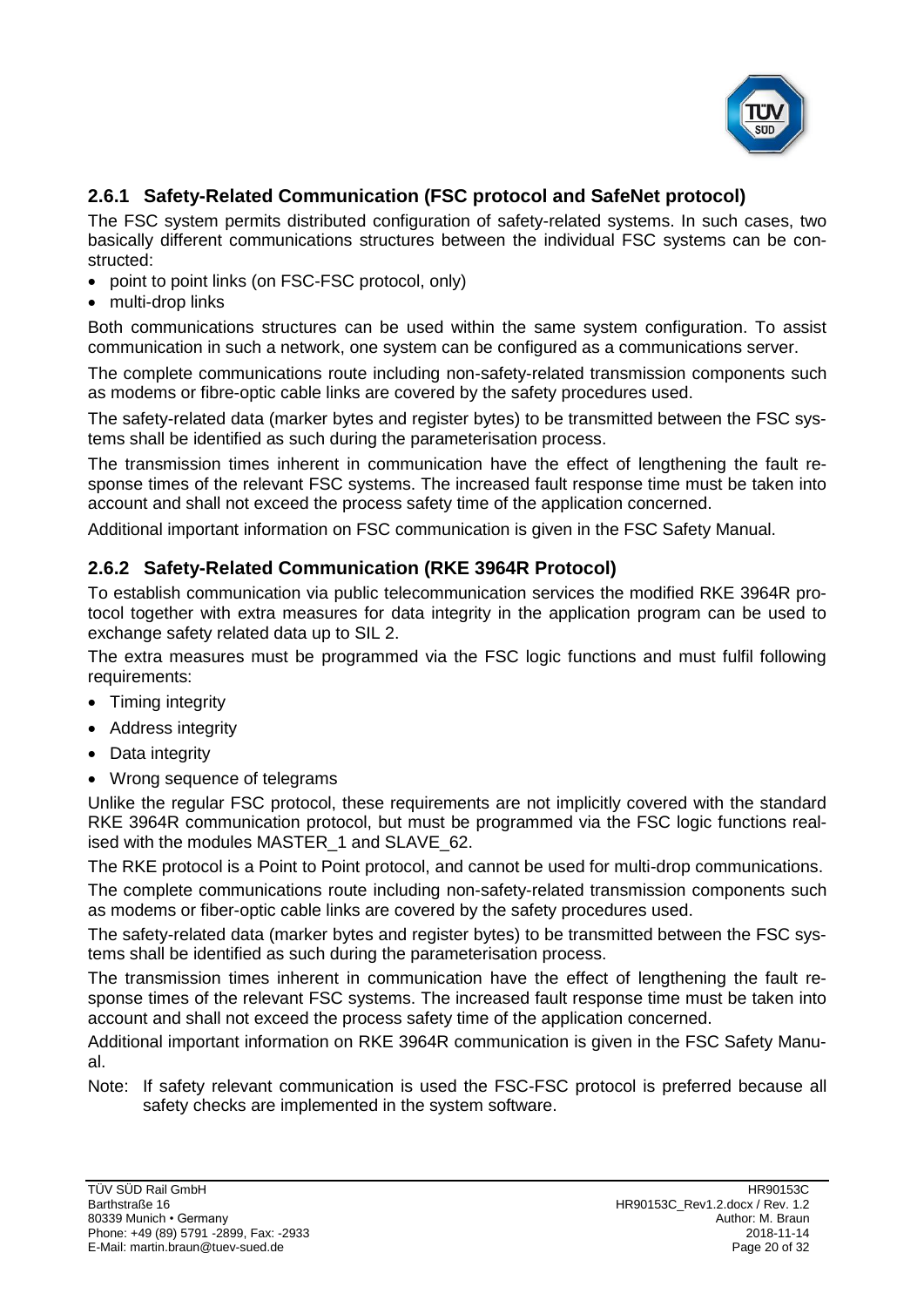### 2.6.1 Safety-Related Communication (FSC protocol and SafeNet protocol)

The FSC system permits distributed configuration of safety-related systems. In such cases, two basically different communications structures between the individual FSC systems can be constructed:

- point to point links (on FSC-FSC protocol, only)
- multi-drop links

Both communications structures can be used within the same system configuration. To assist communication in such a network, one system can be configured as a communications server.

The complete communications route including non-safety-related transmission components such as modems or fibre-optic cable links are covered by the safety procedures used.

The safety-related data (marker bytes and register bytes) to be transmitted between the FSC systems shall be identified as such during the parameterisation process.

The transmission times inherent in communication have the effect of lengthening the fault response times of the relevant FSC systems. The increased fault response time must be taken into account and shall not exceed the process safety time of the application concerned.

Additional important information on FSC communication is given in the FSC Safety Manual.

### 2.6.2 Safety-Related Communication (RKE 3964R Protocol)

To establish communication via public telecommunication services the modified RKE 3964R protocol together with extra measures for data integrity in the application program can be used to exchange safety related data up to SIL 2.

The extra measures must be programmed via the FSC logic functions and must fulfil following requirements:

- Timing integrity
- Address integrity
- Data integrity
- Wrong sequence of telegrams

Unlike the regular FSC protocol, these requirements are not implicitly covered with the standard RKE 3964R communication protocol, but must be programmed via the FSC logic functions realised with the modules MASTER_1 and SLAVE_62.

The RKE protocol is a Point to Point protocol, and cannot be used for multi-drop communications.

The complete communications route including non-safety-related transmission components such as modems or fiber-optic cable links are covered by the safety procedures used.

The safety-related data (marker bytes and register bytes) to be transmitted between the FSC systems shall be identified as such during the parameterisation process.

The transmission times inherent in communication have the effect of lengthening the fault response times of the relevant FSC systems. The increased fault response time must be taken into account and shall not exceed the process safety time of the application concerned.

Additional important information on RKE 3964R communication is given in the FSC Safety Manual.

Note: If safety relevant communication is used the FSC-FSC protocol is preferred because all safety checks are implemented in the system software.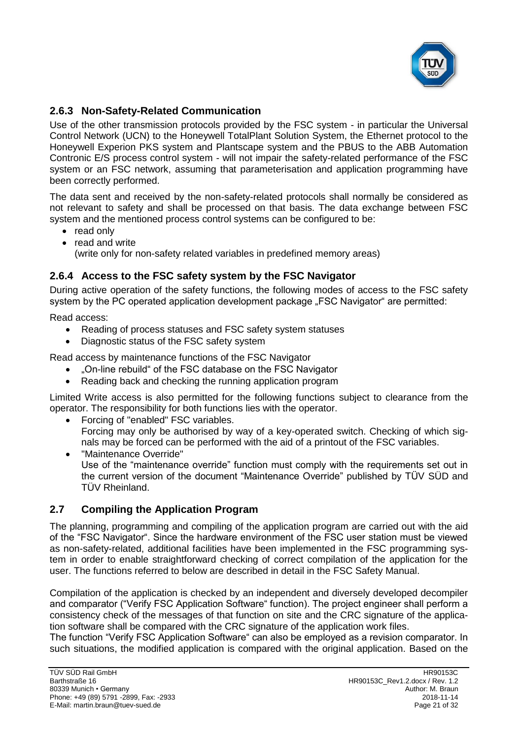### 2.6.3 Non-Safety-Related Communication

Use of the other transmission protocols provided by the FSC system - in particular the Universal Control Network (UCN) to the Honeywell TotalPlant Solution System, the Ethernet protocol to the Honeywell Experion PKS system and Plantscape system and the PBUS to the ABB Automation Contronic E/S process control system - will not impair the safety-related performance of the FSC system or an FSC network, assuming that parameterisation and application programming have been correctly performed.

The data sent and received by the non-safety-related protocols shall normally be considered as not relevant to safety and shall be processed on that basis. The data exchange between FSC system and the mentioned process control systems can be configured to be:

- read only
- read and write
  (write only for non-safety related variables in predefined memory areas)

### 2.6.4 Access to the FSC safety system by the FSC Navigator

During active operation of the safety functions, the following modes of access to the FSC safety system by the PC operated application development package „FSC Navigator" are permitted:

Read access:

- Reading of process statuses and FSC safety system statuses
- Diagnostic status of the FSC safety system

Read access by maintenance functions of the FSC Navigator

- „On-line rebuild" of the FSC database on the FSC Navigator
- Reading back and checking the running application program

Limited Write access is also permitted for the following functions subject to clearance from the operator. The responsibility for both functions lies with the operator.

- Forcing of "enabled" FSC variables.
  Forcing may only be authorised by way of a key-operated switch. Checking of which signals may be forced can be performed with the aid of a printout of the FSC variables.
- "Maintenance Override"
  Use of the "maintenance override" function must comply with the requirements set out in the current version of the document "Maintenance Override" published by TÜV SÜD and TÜV Rheinland.

## 2.7 Compiling the Application Program

The planning, programming and compiling of the application program are carried out with the aid of the "FSC Navigator". Since the hardware environment of the FSC user station must be viewed as non-safety-related, additional facilities have been implemented in the FSC programming system in order to enable straightforward checking of correct compilation of the application for the user. The functions referred to below are described in detail in the FSC Safety Manual.

Compilation of the application is checked by an independent and diversely developed decompiler and comparator ("Verify FSC Application Software" function). The project engineer shall perform a consistency check of the messages of that function on site and the CRC signature of the application software shall be compared with the CRC signature of the application work files.
The function "Verify FSC Application Software" can also be employed as a revision comparator. In such situations, the modified application is compared with the original application. Based on the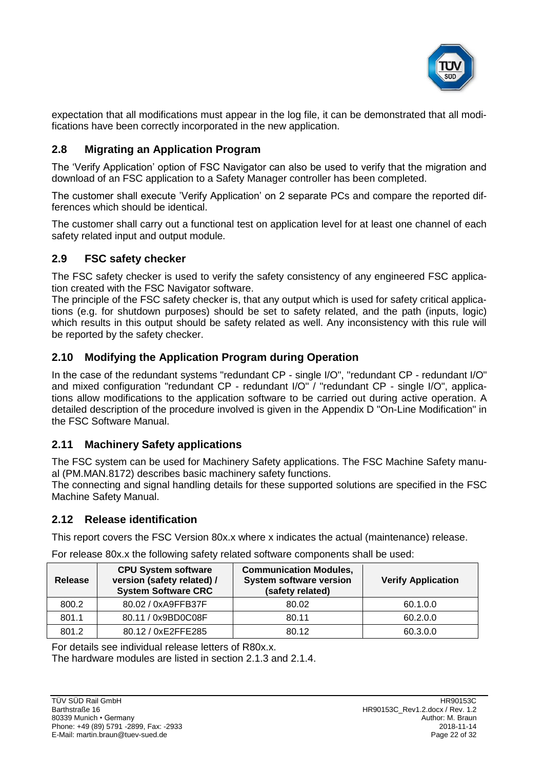expectation that all modifications must appear in the log file, it can be demonstrated that all modifications have been correctly incorporated in the new application.

## 2.8 Migrating an Application Program

The 'Verify Application' option of FSC Navigator can also be used to verify that the migration and download of an FSC application to a Safety Manager controller has been completed.

The customer shall execute 'Verify Application' on 2 separate PCs and compare the reported differences which should be identical.

The customer shall carry out a functional test on application level for at least one channel of each safety related input and output module.

## 2.9 FSC safety checker

The FSC safety checker is used to verify the safety consistency of any engineered FSC application created with the FSC Navigator software.
The principle of the FSC safety checker is, that any output which is used for safety critical applications (e.g. for shutdown purposes) should be set to safety related, and the path (inputs, logic) which results in this output should be safety related as well. Any inconsistency with this rule will be reported by the safety checker.

## 2.10 Modifying the Application Program during Operation

In the case of the redundant systems "redundant CP - single I/O", "redundant CP - redundant I/O" and mixed configuration "redundant CP - redundant I/O" / "redundant CP - single I/O", applications allow modifications to the application software to be carried out during active operation. A detailed description of the procedure involved is given in the Appendix D "On-Line Modification" in the FSC Software Manual.

## 2.11 Machinery Safety applications

The FSC system can be used for Machinery Safety applications. The FSC Machine Safety manual (PM.MAN.8172) describes basic machinery safety functions.
The connecting and signal handling details for these supported solutions are specified in the FSC Machine Safety Manual.

## 2.12 Release identification

This report covers the FSC Version 80x.x where x indicates the actual (maintenance) release.

For release 80x.x the following safety related software components shall be used:

| Release | CPU System software version (safety related) / System Software CRC | Communication Modules, System software version (safety related) | Verify Application |
|---|---|---|---|
| 800.2 | 80.02 / 0xA9FFB37F | 80.02 | 60.1.0.0 |
| 801.1 | 80.11 / 0x9BD0C08F | 80.11 | 60.2.0.0 |
| 801.2 | 80.12 / 0xE2FFE285 | 80.12 | 60.3.0.0 |

For details see individual release letters of R80x.x.
The hardware modules are listed in section 2.1.3 and 2.1.4.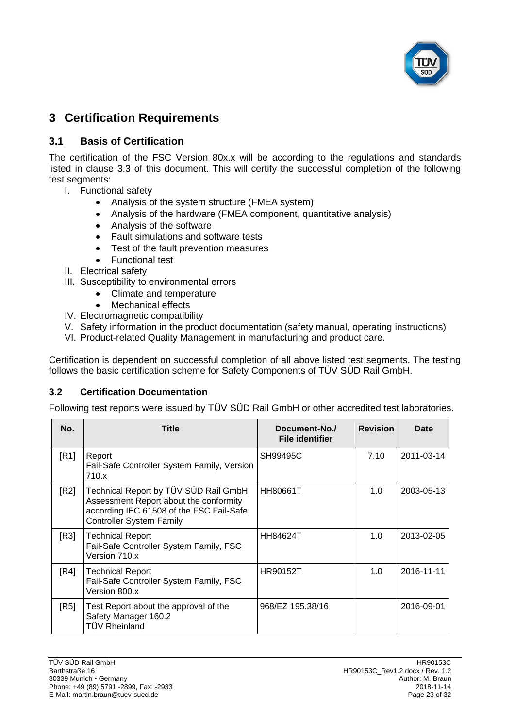# 3 Certification Requirements

## 3.1 Basis of Certification

The certification of the FSC Version 80x.x will be according to the regulations and standards listed in clause 3.3 of this document. This will certify the successful completion of the following test segments:

I. Functional safety
   - Analysis of the system structure (FMEA system)
   - Analysis of the hardware (FMEA component, quantitative analysis)
   - Analysis of the software
   - Fault simulations and software tests
   - Test of the fault prevention measures
   - Functional test

II. Electrical safety

III. Susceptibility to environmental errors
   - Climate and temperature
   - Mechanical effects

IV. Electromagnetic compatibility

V. Safety information in the product documentation (safety manual, operating instructions)

VI. Product-related Quality Management in manufacturing and product care.

Certification is dependent on successful completion of all above listed test segments. The testing follows the basic certification scheme for Safety Components of TÜV SÜD Rail GmbH.

## 3.2 Certification Documentation

Following test reports were issued by TÜV SÜD Rail GmbH or other accredited test laboratories.

| No. | Title | Document-No./ File identifier | Revision | Date |
|---|---|---|---|---|
| [R1] | Report<br>Fail-Safe Controller System Family, Version 710.x | SH99495C | 7.10 | 2011-03-14 |
| [R2] | Technical Report by TÜV SÜD Rail GmbH Assessment Report about the conformity according IEC 61508 of the FSC Fail-Safe Controller System Family | HH80661T | 1.0 | 2003-05-13 |
| [R3] | Technical Report<br>Fail-Safe Controller System Family, FSC Version 710.x | HH84624T | 1.0 | 2013-02-05 |
| [R4] | Technical Report<br>Fail-Safe Controller System Family, FSC Version 800.x | HR90152T | 1.0 | 2016-11-11 |
| [R5] | Test Report about the approval of the Safety Manager 160.2<br>TÜV Rheinland | 968/EZ 195.38/16 | | 2016-09-01 |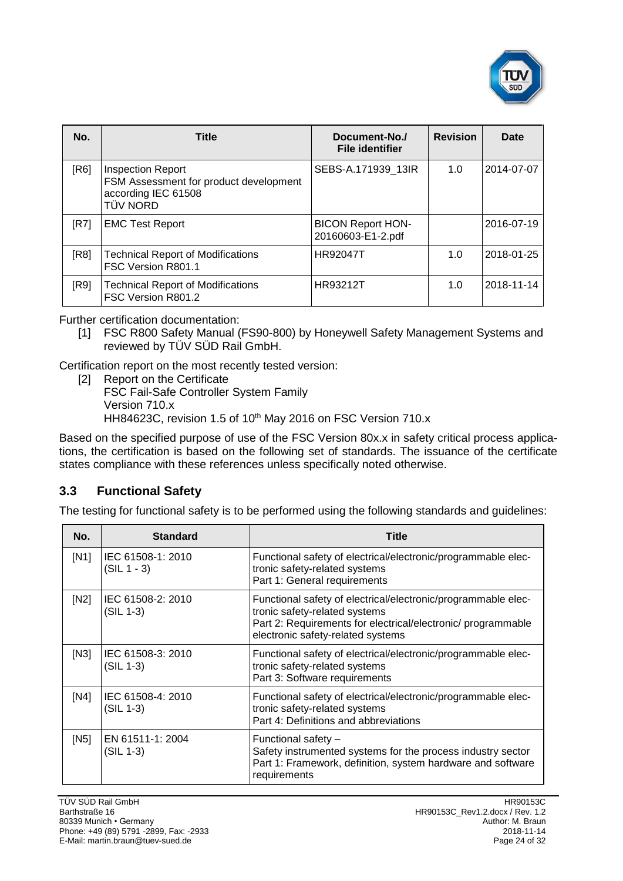| No. | Title | Document-No./ File identifier | Revision | Date |
|---|---|---|---|---|
| [R6] | Inspection Report<br>FSM Assessment for product development according IEC 61508<br>TÜV NORD | SEBS-A.171939_13IR | 1.0 | 2014-07-07 |
| [R7] | EMC Test Report | BICON Report HON-20160603-E1-2.pdf | | 2016-07-19 |
| [R8] | Technical Report of Modifications<br>FSC Version R801.1 | HR92047T | 1.0 | 2018-01-25 |
| [R9] | Technical Report of Modifications<br>FSC Version R801.2 | HR93212T | 1.0 | 2018-11-14 |

Further certification documentation:

[1] FSC R800 Safety Manual (FS90-800) by Honeywell Safety Management Systems and reviewed by TÜV SÜD Rail GmbH.

Certification report on the most recently tested version:

[2] Report on the Certificate
FSC Fail-Safe Controller System Family
Version 710.x
HH84623C, revision 1.5 of 10th May 2016 on FSC Version 710.x

Based on the specified purpose of use of the FSC Version 80x.x in safety critical process applications, the certification is based on the following set of standards. The issuance of the certificate states compliance with these references unless specifically noted otherwise.

### 3.3 Functional Safety

The testing for functional safety is to be performed using the following standards and guidelines:

| No. | Standard | Title |
|---|---|---|
| [N1] | IEC 61508-1: 2010<br>(SIL 1 - 3) | Functional safety of electrical/electronic/programmable electronic safety-related systems<br>Part 1: General requirements |
| [N2] | IEC 61508-2: 2010<br>(SIL 1-3) | Functional safety of electrical/electronic/programmable electronic safety-related systems<br>Part 2: Requirements for electrical/electronic/ programmable electronic safety-related systems |
| [N3] | IEC 61508-3: 2010<br>(SIL 1-3) | Functional safety of electrical/electronic/programmable electronic safety-related systems<br>Part 3: Software requirements |
| [N4] | IEC 61508-4: 2010<br>(SIL 1-3) | Functional safety of electrical/electronic/programmable electronic safety-related systems<br>Part 4: Definitions and abbreviations |
| [N5] | EN 61511-1: 2004<br>(SIL 1-3) | Functional safety –<br>Safety instrumented systems for the process industry sector<br>Part 1: Framework, definition, system hardware and software requirements |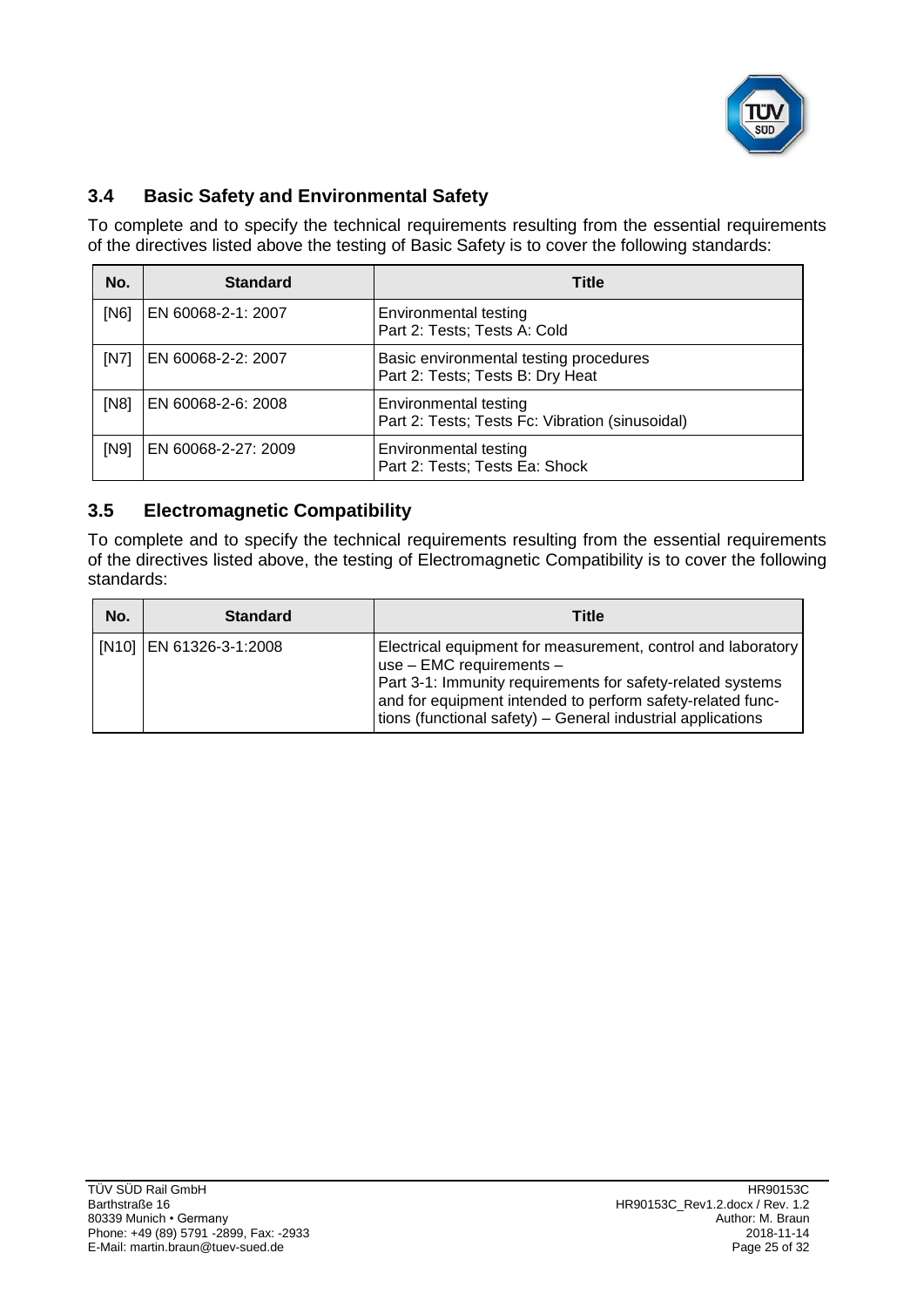### 3.4 Basic Safety and Environmental Safety

To complete and to specify the technical requirements resulting from the essential requirements of the directives listed above the testing of Basic Safety is to cover the following standards:

| No. | Standard | Title |
|---|---|---|
| [N6] | EN 60068-2-1: 2007 | Environmental testing<br>Part 2: Tests; Tests A: Cold |
| [N7] | EN 60068-2-2: 2007 | Basic environmental testing procedures<br>Part 2: Tests; Tests B: Dry Heat |
| [N8] | EN 60068-2-6: 2008 | Environmental testing<br>Part 2: Tests; Tests Fc: Vibration (sinusoidal) |
| [N9] | EN 60068-2-27: 2009 | Environmental testing<br>Part 2: Tests; Tests Ea: Shock |

### 3.5 Electromagnetic Compatibility

To complete and to specify the technical requirements resulting from the essential requirements of the directives listed above, the testing of Electromagnetic Compatibility is to cover the following standards:

| No. | Standard | Title |
|---|---|---|
| [N10] | EN 61326-3-1:2008 | Electrical equipment for measurement, control and laboratory use – EMC requirements –<br>Part 3-1: Immunity requirements for safety-related systems and for equipment intended to perform safety-related functions (functional safety) – General industrial applications |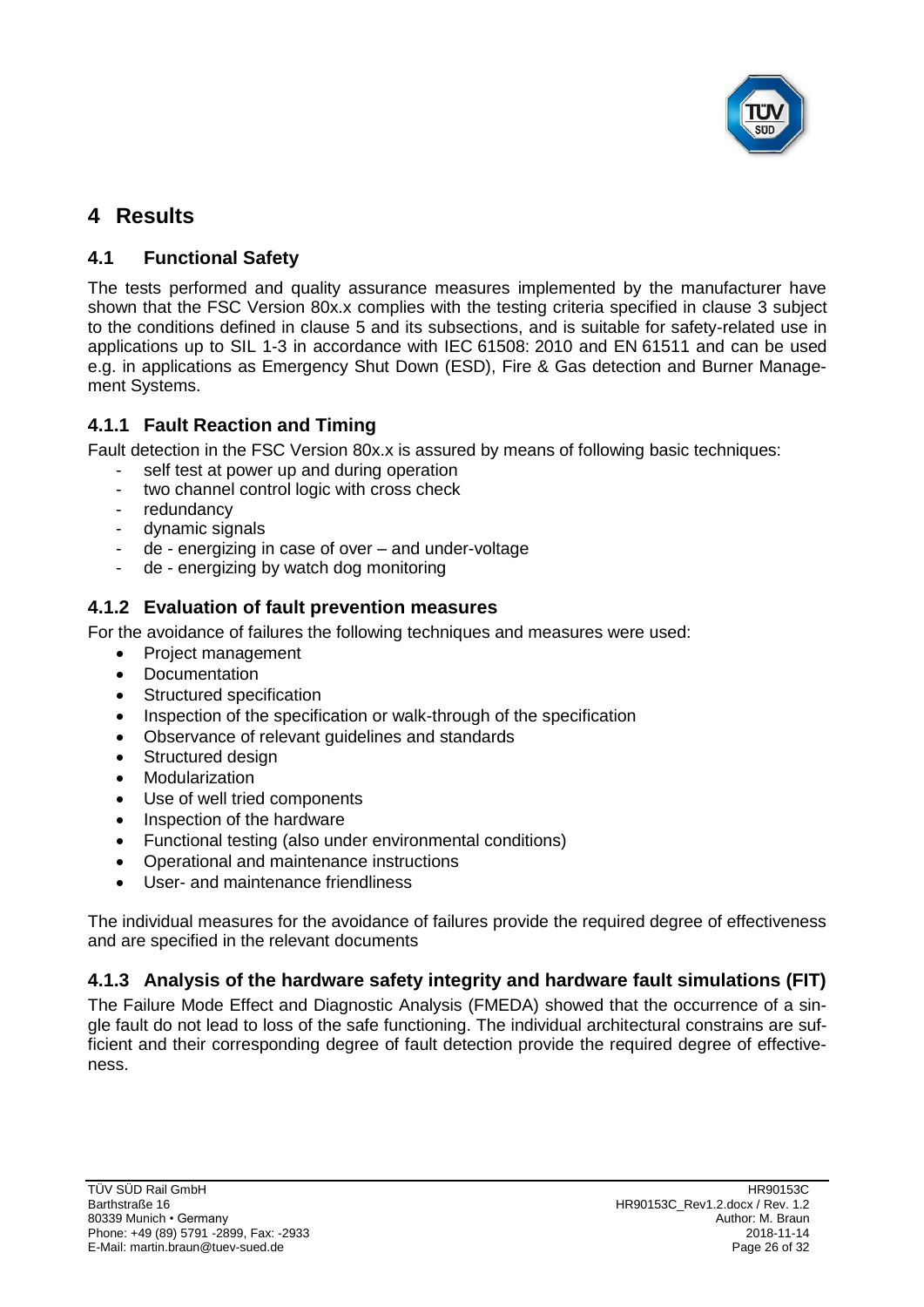# 4 Results

## 4.1 Functional Safety

The tests performed and quality assurance measures implemented by the manufacturer have shown that the FSC Version 80x.x complies with the testing criteria specified in clause 3 subject to the conditions defined in clause 5 and its subsections, and is suitable for safety-related use in applications up to SIL 1-3 in accordance with IEC 61508: 2010 and EN 61511 and can be used e.g. in applications as Emergency Shut Down (ESD), Fire & Gas detection and Burner Management Systems.

### 4.1.1 Fault Reaction and Timing

Fault detection in the FSC Version 80x.x is assured by means of following basic techniques:

- self test at power up and during operation
- two channel control logic with cross check
- redundancy
- dynamic signals
- de - energizing in case of over – and under-voltage
- de - energizing by watch dog monitoring

### 4.1.2 Evaluation of fault prevention measures

For the avoidance of failures the following techniques and measures were used:

- Project management
- Documentation
- Structured specification
- Inspection of the specification or walk-through of the specification
- Observance of relevant guidelines and standards
- Structured design
- Modularization
- Use of well tried components
- Inspection of the hardware
- Functional testing (also under environmental conditions)
- Operational and maintenance instructions
- User- and maintenance friendliness

The individual measures for the avoidance of failures provide the required degree of effectiveness and are specified in the relevant documents

### 4.1.3 Analysis of the hardware safety integrity and hardware fault simulations (FIT)

The Failure Mode Effect and Diagnostic Analysis (FMEDA) showed that the occurrence of a single fault do not lead to loss of the safe functioning. The individual architectural constrains are sufficient and their corresponding degree of fault detection provide the required degree of effectiveness.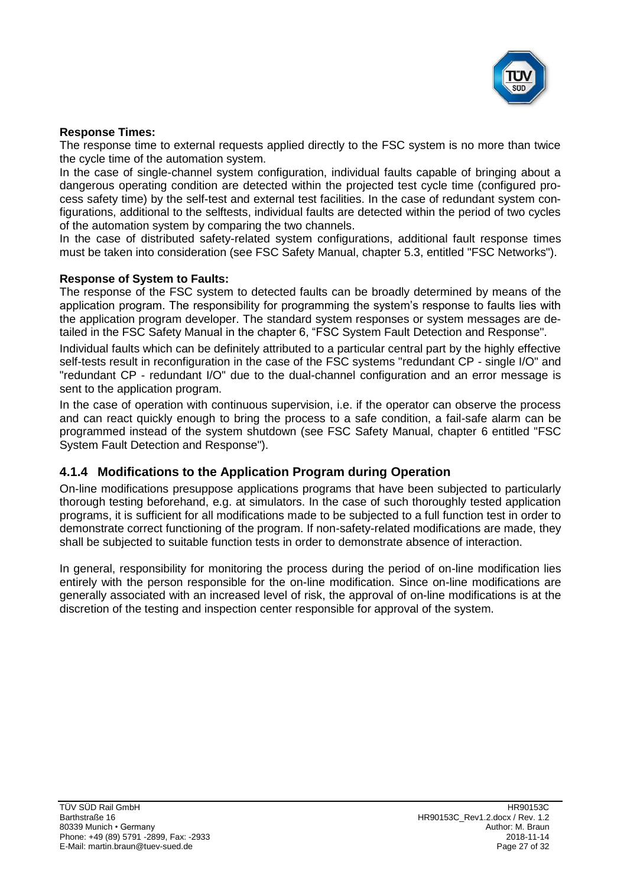**Response Times:**

The response time to external requests applied directly to the FSC system is no more than twice the cycle time of the automation system.

In the case of single-channel system configuration, individual faults capable of bringing about a dangerous operating condition are detected within the projected test cycle time (configured process safety time) by the self-test and external test facilities. In the case of redundant system configurations, additional to the selftests, individual faults are detected within the period of two cycles of the automation system by comparing the two channels.

In the case of distributed safety-related system configurations, additional fault response times must be taken into consideration (see FSC Safety Manual, chapter 5.3, entitled "FSC Networks").

**Response of System to Faults:**

The response of the FSC system to detected faults can be broadly determined by means of the application program. The responsibility for programming the system's response to faults lies with the application program developer. The standard system responses or system messages are detailed in the FSC Safety Manual in the chapter 6, "FSC System Fault Detection and Response".

Individual faults which can be definitely attributed to a particular central part by the highly effective self-tests result in reconfiguration in the case of the FSC systems "redundant CP - single I/O" and "redundant CP - redundant I/O" due to the dual-channel configuration and an error message is sent to the application program.

In the case of operation with continuous supervision, i.e. if the operator can observe the process and can react quickly enough to bring the process to a safe condition, a fail-safe alarm can be programmed instead of the system shutdown (see FSC Safety Manual, chapter 6 entitled "FSC System Fault Detection and Response").

### 4.1.4 Modifications to the Application Program during Operation

On-line modifications presuppose applications programs that have been subjected to particularly thorough testing beforehand, e.g. at simulators. In the case of such thoroughly tested application programs, it is sufficient for all modifications made to be subjected to a full function test in order to demonstrate correct functioning of the program. If non-safety-related modifications are made, they shall be subjected to suitable function tests in order to demonstrate absence of interaction.

In general, responsibility for monitoring the process during the period of on-line modification lies entirely with the person responsible for the on-line modification. Since on-line modifications are generally associated with an increased level of risk, the approval of on-line modifications is at the discretion of the testing and inspection center responsible for approval of the system.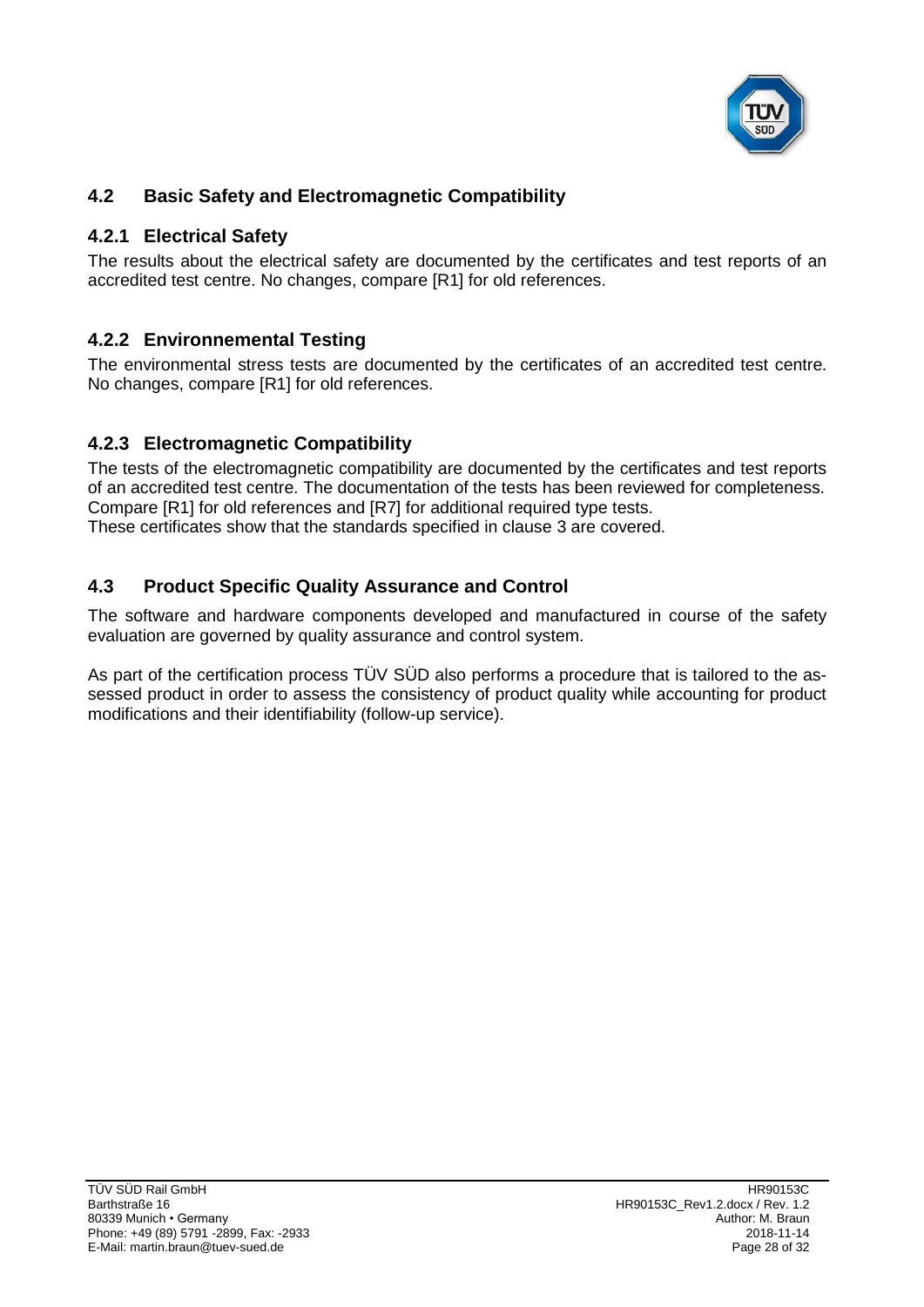## 4.2 Basic Safety and Electromagnetic Compatibility

### 4.2.1 Electrical Safety

The results about the electrical safety are documented by the certificates and test reports of an accredited test centre. No changes, compare [R1] for old references.

### 4.2.2 Environnemental Testing

The environmental stress tests are documented by the certificates of an accredited test centre. No changes, compare [R1] for old references.

### 4.2.3 Electromagnetic Compatibility

The tests of the electromagnetic compatibility are documented by the certificates and test reports of an accredited test centre. The documentation of the tests has been reviewed for completeness. Compare [R1] for old references and [R7] for additional required type tests.
These certificates show that the standards specified in clause 3 are covered.

## 4.3 Product Specific Quality Assurance and Control

The software and hardware components developed and manufactured in course of the safety evaluation are governed by quality assurance and control system.

As part of the certification process TÜV SÜD also performs a procedure that is tailored to the assessed product in order to assess the consistency of product quality while accounting for product modifications and their identifiability (follow-up service).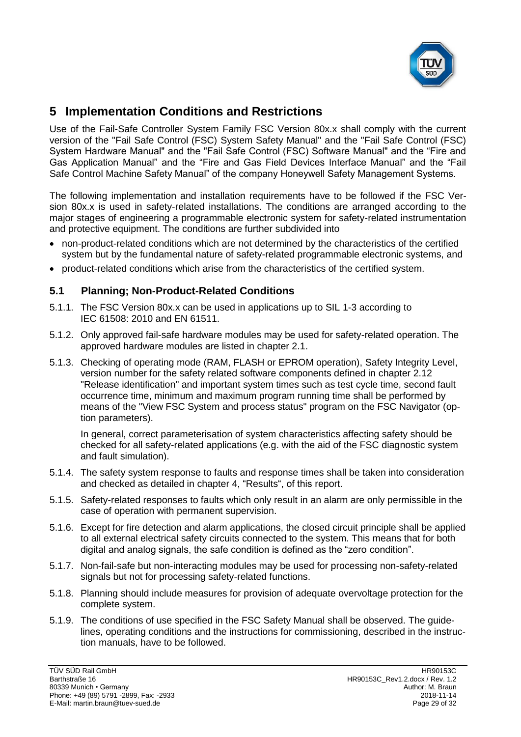# 5 Implementation Conditions and Restrictions

Use of the Fail-Safe Controller System Family FSC Version 80x.x shall comply with the current version of the "Fail Safe Control (FSC) System Safety Manual" and the "Fail Safe Control (FSC) System Hardware Manual" and the "Fail Safe Control (FSC) Software Manual" and the “Fire and Gas Application Manual” and the “Fire and Gas Field Devices Interface Manual” and the “Fail Safe Control Machine Safety Manual” of the company Honeywell Safety Management Systems.

The following implementation and installation requirements have to be followed if the FSC Version 80x.x is used in safety-related installations. The conditions are arranged according to the major stages of engineering a programmable electronic system for safety-related instrumentation and protective equipment. The conditions are further subdivided into

- non-product-related conditions which are not determined by the characteristics of the certified system but by the fundamental nature of safety-related programmable electronic systems, and
- product-related conditions which arise from the characteristics of the certified system.

## 5.1 Planning; Non-Product-Related Conditions

5.1.1. The FSC Version 80x.x can be used in applications up to SIL 1-3 according to IEC 61508: 2010 and EN 61511.

5.1.2. Only approved fail-safe hardware modules may be used for safety-related operation. The approved hardware modules are listed in chapter 2.1.

5.1.3. Checking of operating mode (RAM, FLASH or EPROM operation), Safety Integrity Level, version number for the safety related software components defined in chapter 2.12 "Release identification" and important system times such as test cycle time, second fault occurrence time, minimum and maximum program running time shall be performed by means of the "View FSC System and process status" program on the FSC Navigator (option parameters).

In general, correct parameterisation of system characteristics affecting safety should be checked for all safety-related applications (e.g. with the aid of the FSC diagnostic system and fault simulation).

5.1.4. The safety system response to faults and response times shall be taken into consideration and checked as detailed in chapter 4, “Results“, of this report.

5.1.5. Safety-related responses to faults which only result in an alarm are only permissible in the case of operation with permanent supervision.

5.1.6. Except for fire detection and alarm applications, the closed circuit principle shall be applied to all external electrical safety circuits connected to the system. This means that for both digital and analog signals, the safe condition is defined as the “zero condition”.

5.1.7. Non-fail-safe but non-interacting modules may be used for processing non-safety-related signals but not for processing safety-related functions.

5.1.8. Planning should include measures for provision of adequate overvoltage protection for the complete system.

5.1.9. The conditions of use specified in the FSC Safety Manual shall be observed. The guidelines, operating conditions and the instructions for commissioning, described in the instruction manuals, have to be followed.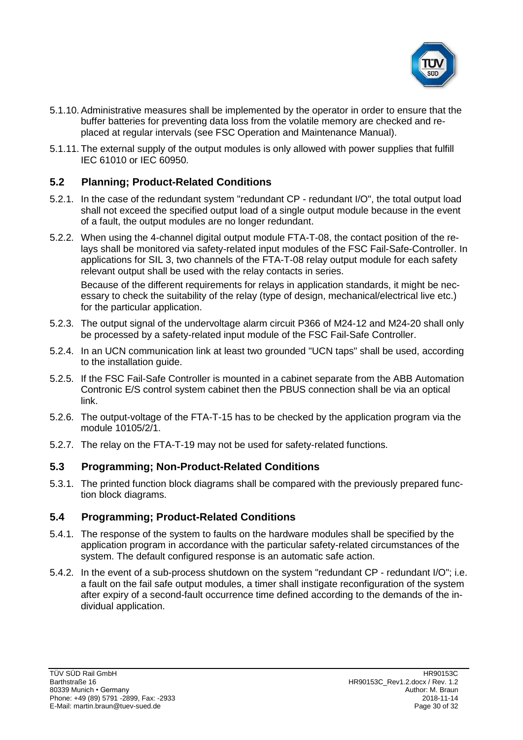5.1.10. Administrative measures shall be implemented by the operator in order to ensure that the buffer batteries for preventing data loss from the volatile memory are checked and replaced at regular intervals (see FSC Operation and Maintenance Manual).

5.1.11. The external supply of the output modules is only allowed with power supplies that fulfill IEC 61010 or IEC 60950.

## 5.2 Planning; Product-Related Conditions

5.2.1. In the case of the redundant system "redundant CP - redundant I/O", the total output load shall not exceed the specified output load of a single output module because in the event of a fault, the output modules are no longer redundant.

5.2.2. When using the 4-channel digital output module FTA-T-08, the contact position of the relays shall be monitored via safety-related input modules of the FSC Fail-Safe-Controller. In applications for SIL 3, two channels of the FTA-T-08 relay output module for each safety relevant output shall be used with the relay contacts in series.

Because of the different requirements for relays in application standards, it might be necessary to check the suitability of the relay (type of design, mechanical/electrical live etc.) for the particular application.

5.2.3. The output signal of the undervoltage alarm circuit P366 of M24-12 and M24-20 shall only be processed by a safety-related input module of the FSC Fail-Safe Controller.

5.2.4. In an UCN communication link at least two grounded "UCN taps" shall be used, according to the installation guide.

5.2.5. If the FSC Fail-Safe Controller is mounted in a cabinet separate from the ABB Automation Contronic E/S control system cabinet then the PBUS connection shall be via an optical link.

5.2.6. The output-voltage of the FTA-T-15 has to be checked by the application program via the module 10105/2/1.

5.2.7. The relay on the FTA-T-19 may not be used for safety-related functions.

## 5.3 Programming; Non-Product-Related Conditions

5.3.1. The printed function block diagrams shall be compared with the previously prepared function block diagrams.

## 5.4 Programming; Product-Related Conditions

5.4.1. The response of the system to faults on the hardware modules shall be specified by the application program in accordance with the particular safety-related circumstances of the system. The default configured response is an automatic safe action.

5.4.2. In the event of a sub-process shutdown on the system "redundant CP - redundant I/O"; i.e. a fault on the fail safe output modules, a timer shall instigate reconfiguration of the system after expiry of a second-fault occurrence time defined according to the demands of the individual application.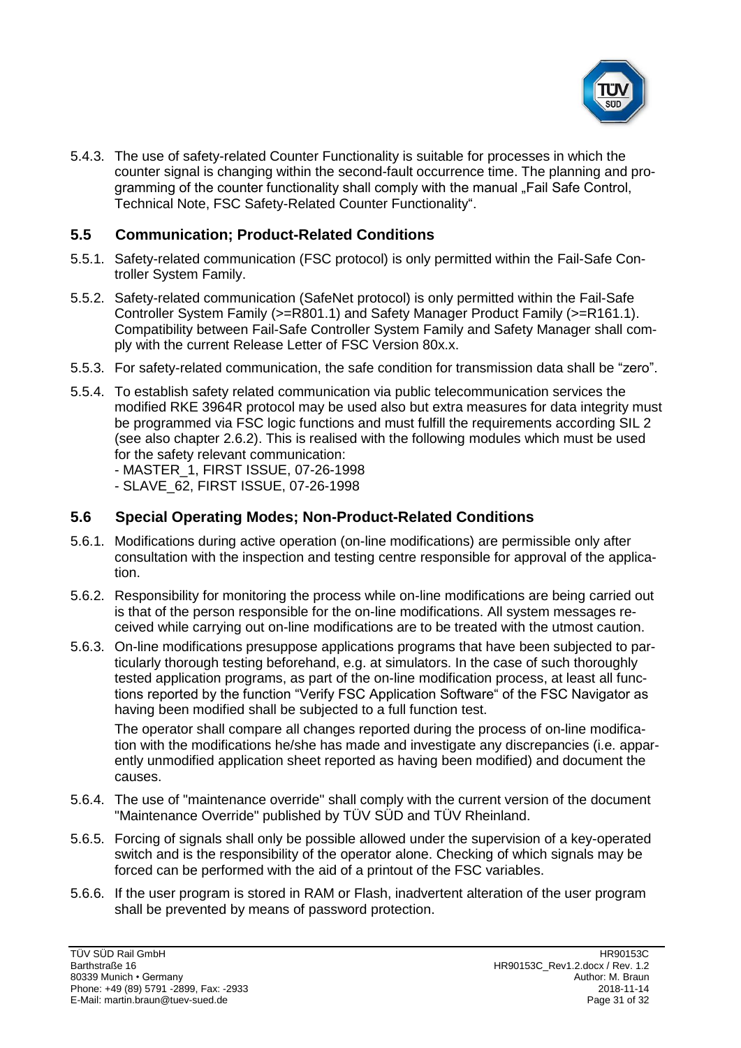5.4.3. The use of safety-related Counter Functionality is suitable for processes in which the counter signal is changing within the second-fault occurrence time. The planning and programming of the counter functionality shall comply with the manual „Fail Safe Control, Technical Note, FSC Safety-Related Counter Functionality".

## 5.5 Communication; Product-Related Conditions

5.5.1. Safety-related communication (FSC protocol) is only permitted within the Fail-Safe Controller System Family.

5.5.2. Safety-related communication (SafeNet protocol) is only permitted within the Fail-Safe Controller System Family (>=R801.1) and Safety Manager Product Family (>=R161.1). Compatibility between Fail-Safe Controller System Family and Safety Manager shall comply with the current Release Letter of FSC Version 80x.x.

5.5.3. For safety-related communication, the safe condition for transmission data shall be "zero".

5.5.4. To establish safety related communication via public telecommunication services the modified RKE 3964R protocol may be used also but extra measures for data integrity must be programmed via FSC logic functions and must fulfill the requirements according SIL 2 (see also chapter 2.6.2). This is realised with the following modules which must be used for the safety relevant communication:
- MASTER_1, FIRST ISSUE, 07-26-1998
- SLAVE_62, FIRST ISSUE, 07-26-1998

## 5.6 Special Operating Modes; Non-Product-Related Conditions

5.6.1. Modifications during active operation (on-line modifications) are permissible only after consultation with the inspection and testing centre responsible for approval of the application.

5.6.2. Responsibility for monitoring the process while on-line modifications are being carried out is that of the person responsible for the on-line modifications. All system messages received while carrying out on-line modifications are to be treated with the utmost caution.

5.6.3. On-line modifications presuppose applications programs that have been subjected to particularly thorough testing beforehand, e.g. at simulators. In the case of such thoroughly tested application programs, as part of the on-line modification process, at least all functions reported by the function "Verify FSC Application Software" of the FSC Navigator as having been modified shall be subjected to a full function test.

The operator shall compare all changes reported during the process of on-line modification with the modifications he/she has made and investigate any discrepancies (i.e. apparently unmodified application sheet reported as having been modified) and document the causes.

5.6.4. The use of "maintenance override" shall comply with the current version of the document "Maintenance Override" published by TÜV SÜD and TÜV Rheinland.

5.6.5. Forcing of signals shall only be possible allowed under the supervision of a key-operated switch and is the responsibility of the operator alone. Checking of which signals may be forced can be performed with the aid of a printout of the FSC variables.

5.6.6. If the user program is stored in RAM or Flash, inadvertent alteration of the user program shall be prevented by means of password protection.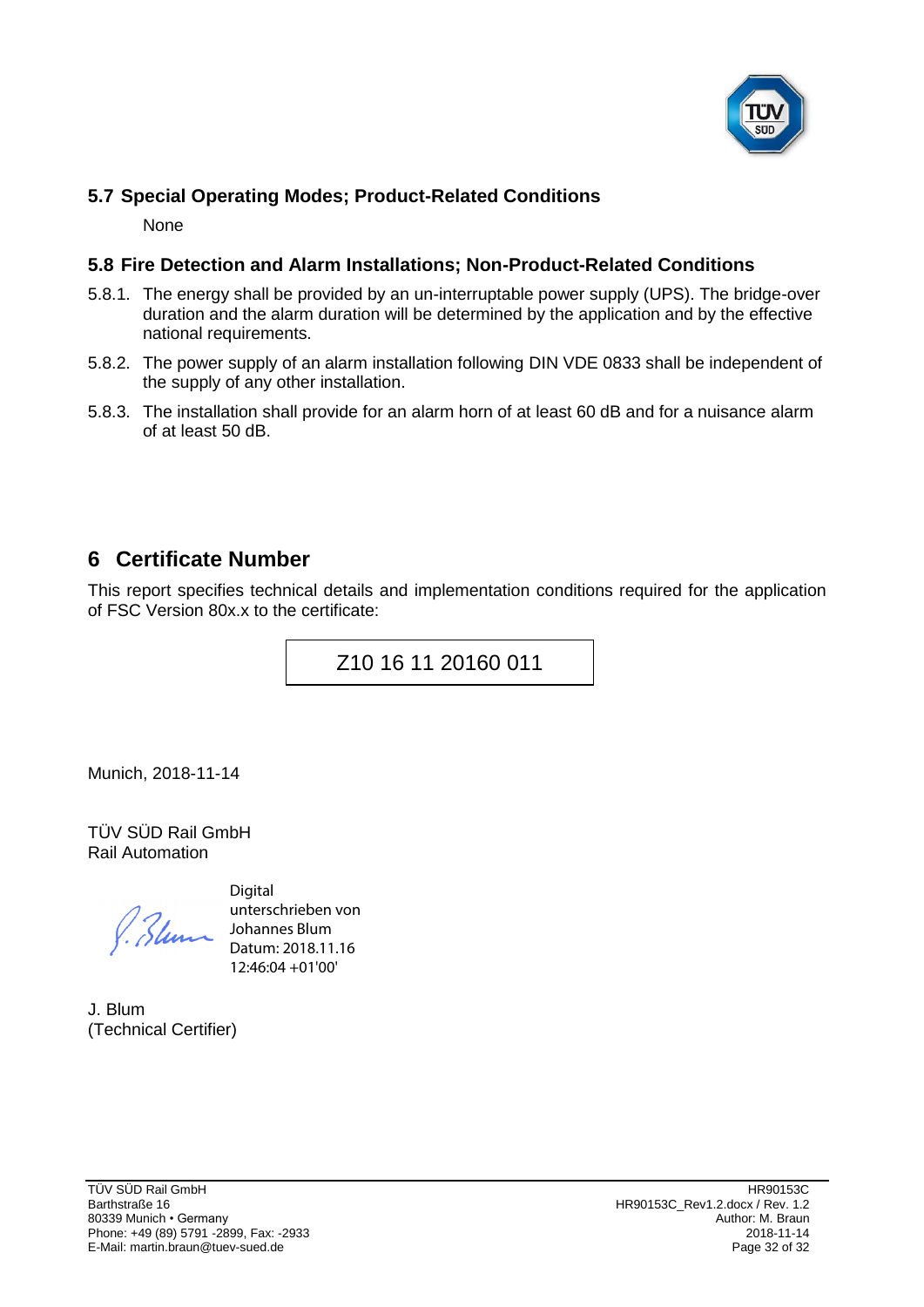### 5.7 Special Operating Modes; Product-Related Conditions

None

### 5.8 Fire Detection and Alarm Installations; Non-Product-Related Conditions

5.8.1. The energy shall be provided by an un-interruptable power supply (UPS). The bridge-over duration and the alarm duration will be determined by the application and by the effective national requirements.

5.8.2. The power supply of an alarm installation following DIN VDE 0833 shall be independent of the supply of any other installation.

5.8.3. The installation shall provide for an alarm horn of at least 60 dB and for a nuisance alarm of at least 50 dB.

## 6 Certificate Number

This report specifies technical details and implementation conditions required for the application of FSC Version 80x.x to the certificate:

| Z10 16 11 20160 011 |
|---|

Munich, 2018-11-14

TÜV SÜD Rail GmbH
Rail Automation

Digital
unterschrieben von
Johannes Blum
Datum: 2018.11.16
12:46:04 +01'00'

J. Blum
(Technical Certifier)

TÜV SÜD Rail GmbH
Barthstraße 16
80339 Munich • Germany
Phone: +49 (89) 5791 -2899, Fax: -2933
E-Mail: martin.braun@tuev-sued.de

HR90153C
HR90153C_Rev1.2.docx / Rev. 1.2
Author: M. Braun
2018-11-14